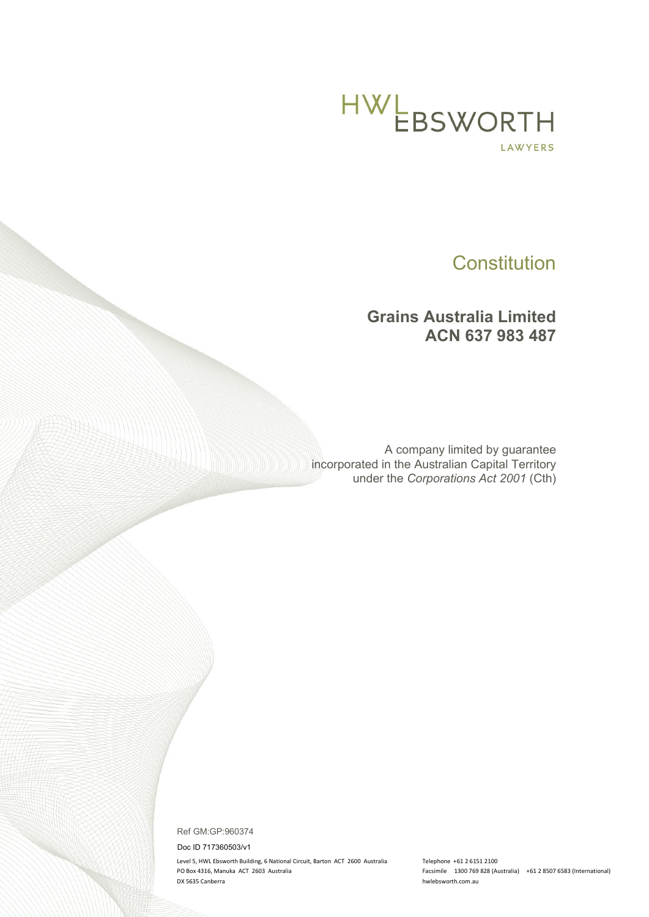HWL EBSWORTH

LAWYERS

# Constitution

## Grains Australia Limited
## ACN 637 983 487

A company limited by guarantee
incorporated in the Australian Capital Territory
under the *Corporations Act 2001* (Cth)

Ref GM:GP:960374

Doc ID 717360503/v1

Level 5, HWL Ebsworth Building, 6 National Circuit, Barton ACT 2600 Australia
PO Box 4316, Manuka ACT 2603 Australia
DX 5635 Canberra

Telephone +61 2 6151 2100
Facsimile 1300 769 828 (Australia) +61 2 8507 6583 (International)
hwlebsworth.com.au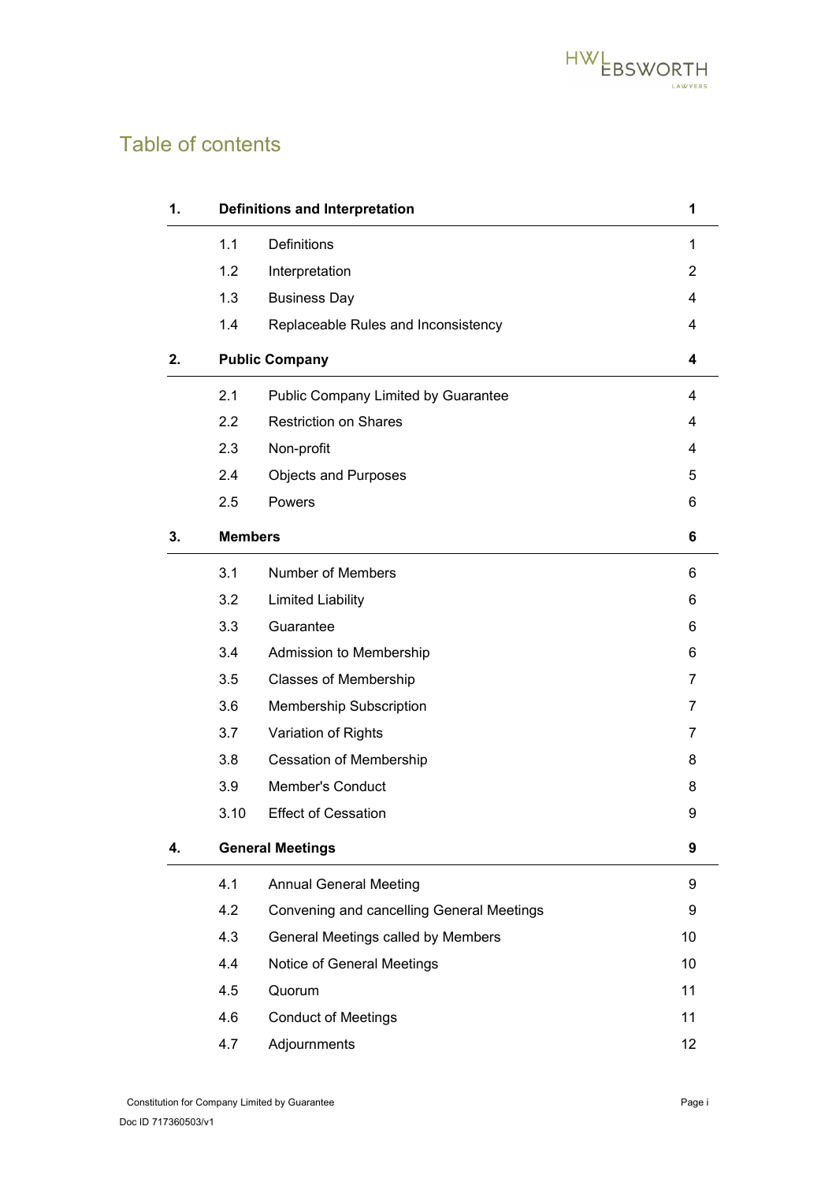# Table of contents

| | | |
|---|---|---|
| **1.** | **Definitions and Interpretation** | **1** |
| 1.1 | Definitions | 1 |
| 1.2 | Interpretation | 2 |
| 1.3 | Business Day | 4 |
| 1.4 | Replaceable Rules and Inconsistency | 4 |
| **2.** | **Public Company** | **4** |
| 2.1 | Public Company Limited by Guarantee | 4 |
| 2.2 | Restriction on Shares | 4 |
| 2.3 | Non-profit | 4 |
| 2.4 | Objects and Purposes | 5 |
| 2.5 | Powers | 6 |
| **3.** | **Members** | **6** |
| 3.1 | Number of Members | 6 |
| 3.2 | Limited Liability | 6 |
| 3.3 | Guarantee | 6 |
| 3.4 | Admission to Membership | 6 |
| 3.5 | Classes of Membership | 7 |
| 3.6 | Membership Subscription | 7 |
| 3.7 | Variation of Rights | 7 |
| 3.8 | Cessation of Membership | 8 |
| 3.9 | Member's Conduct | 8 |
| 3.10 | Effect of Cessation | 9 |
| **4.** | **General Meetings** | **9** |
| 4.1 | Annual General Meeting | 9 |
| 4.2 | Convening and cancelling General Meetings | 9 |
| 4.3 | General Meetings called by Members | 10 |
| 4.4 | Notice of General Meetings | 10 |
| 4.5 | Quorum | 11 |
| 4.6 | Conduct of Meetings | 11 |
| 4.7 | Adjournments | 12 |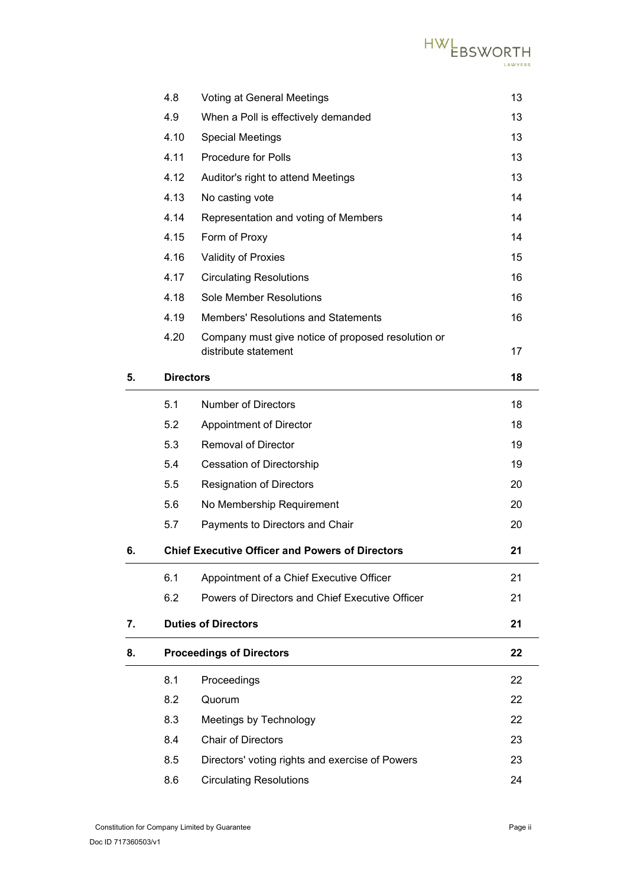| | | | |
|---|---|---|---|
| | 4.8 | Voting at General Meetings | 13 |
| | 4.9 | When a Poll is effectively demanded | 13 |
| | 4.10 | Special Meetings | 13 |
| | 4.11 | Procedure for Polls | 13 |
| | 4.12 | Auditor's right to attend Meetings | 13 |
| | 4.13 | No casting vote | 14 |
| | 4.14 | Representation and voting of Members | 14 |
| | 4.15 | Form of Proxy | 14 |
| | 4.16 | Validity of Proxies | 15 |
| | 4.17 | Circulating Resolutions | 16 |
| | 4.18 | Sole Member Resolutions | 16 |
| | 4.19 | Members' Resolutions and Statements | 16 |
| | 4.20 | Company must give notice of proposed resolution or distribute statement | 17 |
| **5.** | **Directors** | | **18** |
| | 5.1 | Number of Directors | 18 |
| | 5.2 | Appointment of Director | 18 |
| | 5.3 | Removal of Director | 19 |
| | 5.4 | Cessation of Directorship | 19 |
| | 5.5 | Resignation of Directors | 20 |
| | 5.6 | No Membership Requirement | 20 |
| | 5.7 | Payments to Directors and Chair | 20 |
| **6.** | **Chief Executive Officer and Powers of Directors** | | **21** |
| | 6.1 | Appointment of a Chief Executive Officer | 21 |
| | 6.2 | Powers of Directors and Chief Executive Officer | 21 |
| **7.** | **Duties of Directors** | | **21** |
| **8.** | **Proceedings of Directors** | | **22** |
| | 8.1 | Proceedings | 22 |
| | 8.2 | Quorum | 22 |
| | 8.3 | Meetings by Technology | 22 |
| | 8.4 | Chair of Directors | 23 |
| | 8.5 | Directors' voting rights and exercise of Powers | 23 |
| | 8.6 | Circulating Resolutions | 24 |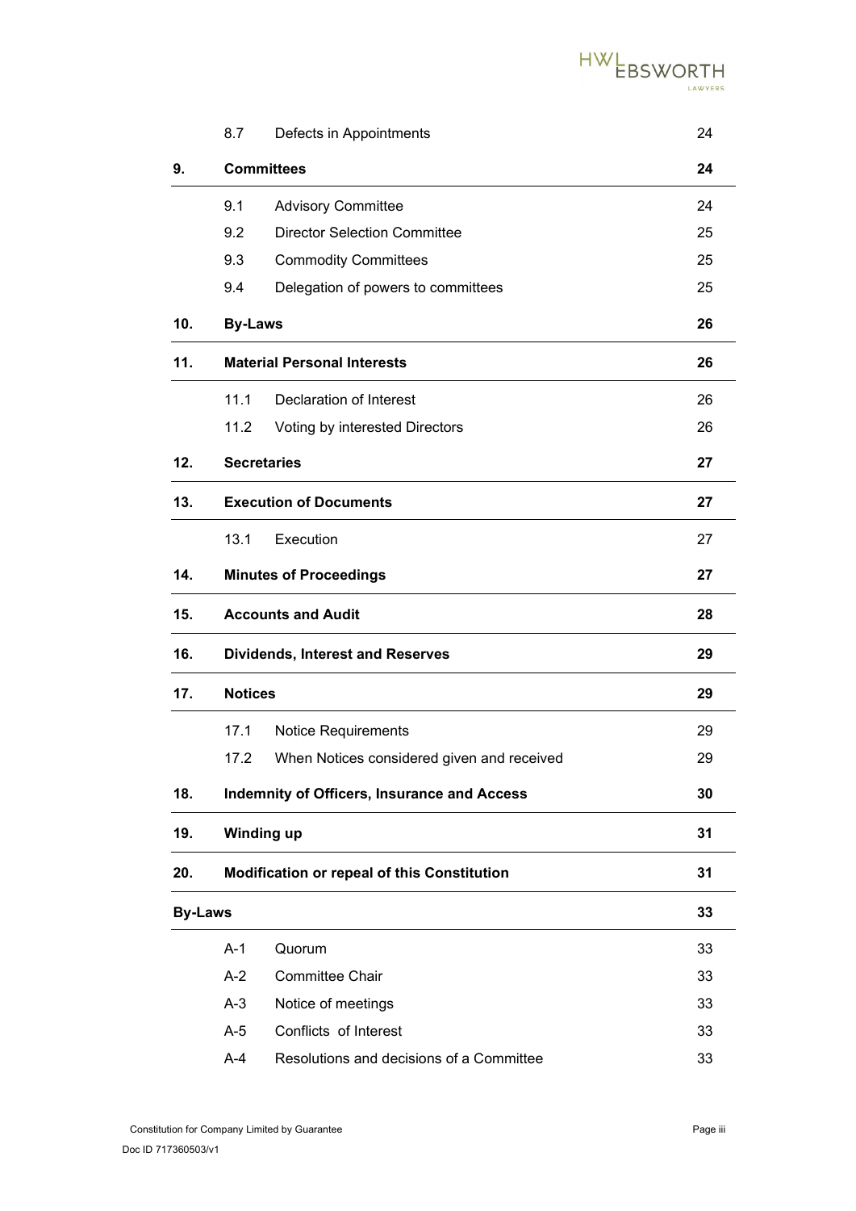| | | | |
|---|---|---|---|
| | 8.7 | Defects in Appointments | 24 |
| **9.** | **Committees** | | **24** |
| | 9.1 | Advisory Committee | 24 |
| | 9.2 | Director Selection Committee | 25 |
| | 9.3 | Commodity Committees | 25 |
| | 9.4 | Delegation of powers to committees | 25 |
| **10.** | **By-Laws** | | **26** |
| **11.** | **Material Personal Interests** | | **26** |
| | 11.1 | Declaration of Interest | 26 |
| | 11.2 | Voting by interested Directors | 26 |
| **12.** | **Secretaries** | | **27** |
| **13.** | **Execution of Documents** | | **27** |
| | 13.1 | Execution | 27 |
| **14.** | **Minutes of Proceedings** | | **27** |
| **15.** | **Accounts and Audit** | | **28** |
| **16.** | **Dividends, Interest and Reserves** | | **29** |
| **17.** | **Notices** | | **29** |
| | 17.1 | Notice Requirements | 29 |
| | 17.2 | When Notices considered given and received | 29 |
| **18.** | **Indemnity of Officers, Insurance and Access** | | **30** |
| **19.** | **Winding up** | | **31** |
| **20.** | **Modification or repeal of this Constitution** | | **31** |
| **By-Laws** | | | **33** |
| | A-1 | Quorum | 33 |
| | A-2 | Committee Chair | 33 |
| | A-3 | Notice of meetings | 33 |
| | A-5 | Conflicts of Interest | 33 |
| | A-4 | Resolutions and decisions of a Committee | 33 |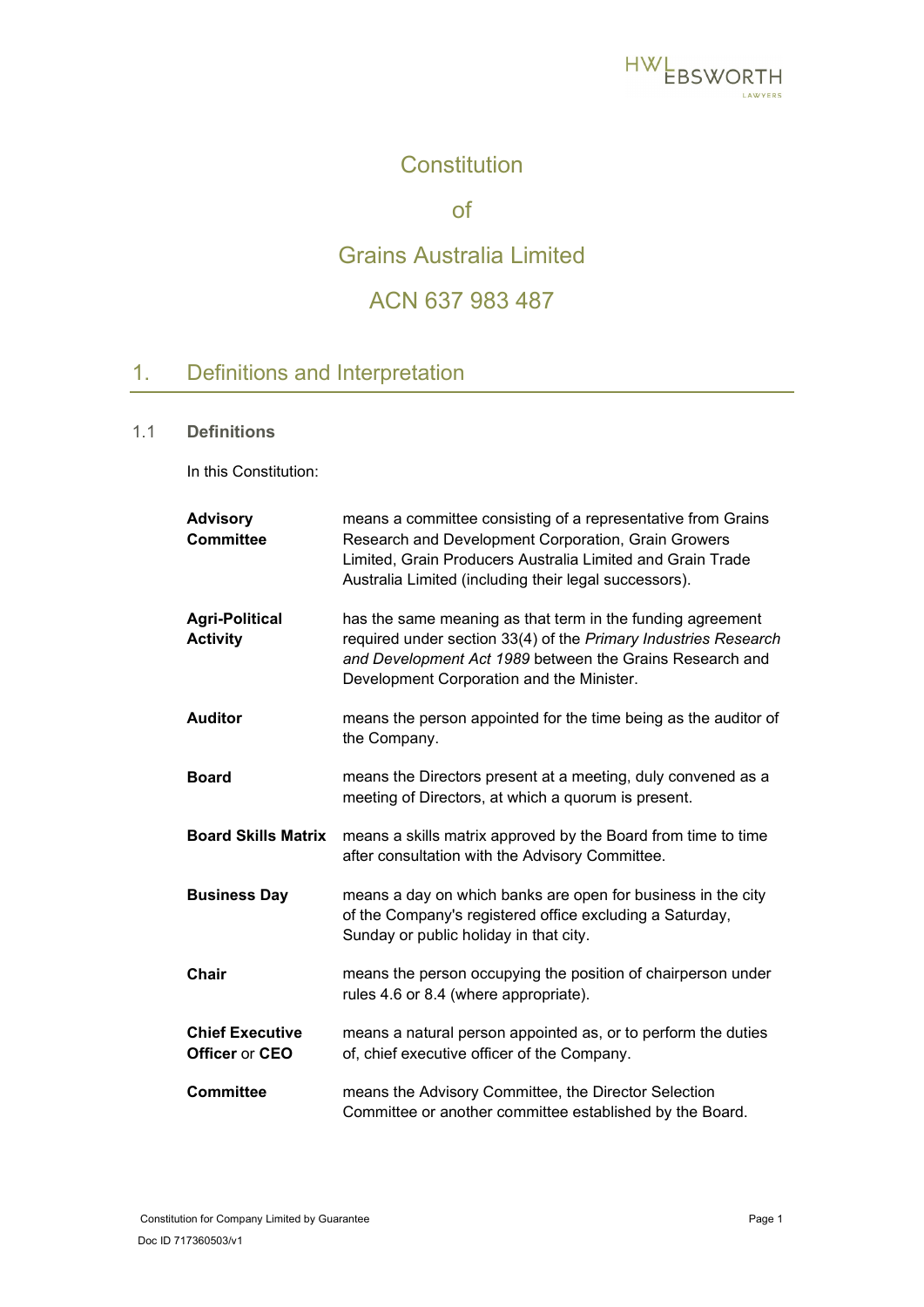# Constitution

# of

# Grains Australia Limited

# ACN 637 983 487

## 1. Definitions and Interpretation

### 1.1 Definitions

In this Constitution:

| | |
|---|---|
| **Advisory Committee** | means a committee consisting of a representative from Grains Research and Development Corporation, Grain Growers Limited, Grain Producers Australia Limited and Grain Trade Australia Limited (including their legal successors). |
| **Agri-Political Activity** | has the same meaning as that term in the funding agreement required under section 33(4) of the *Primary Industries Research and Development Act 1989* between the Grains Research and Development Corporation and the Minister. |
| **Auditor** | means the person appointed for the time being as the auditor of the Company. |
| **Board** | means the Directors present at a meeting, duly convened as a meeting of Directors, at which a quorum is present. |
| **Board Skills Matrix** | means a skills matrix approved by the Board from time to time after consultation with the Advisory Committee. |
| **Business Day** | means a day on which banks are open for business in the city of the Company's registered office excluding a Saturday, Sunday or public holiday in that city. |
| **Chair** | means the person occupying the position of chairperson under rules 4.6 or 8.4 (where appropriate). |
| **Chief Executive Officer** or **CEO** | means a natural person appointed as, or to perform the duties of, chief executive officer of the Company. |
| **Committee** | means the Advisory Committee, the Director Selection Committee or another committee established by the Board. |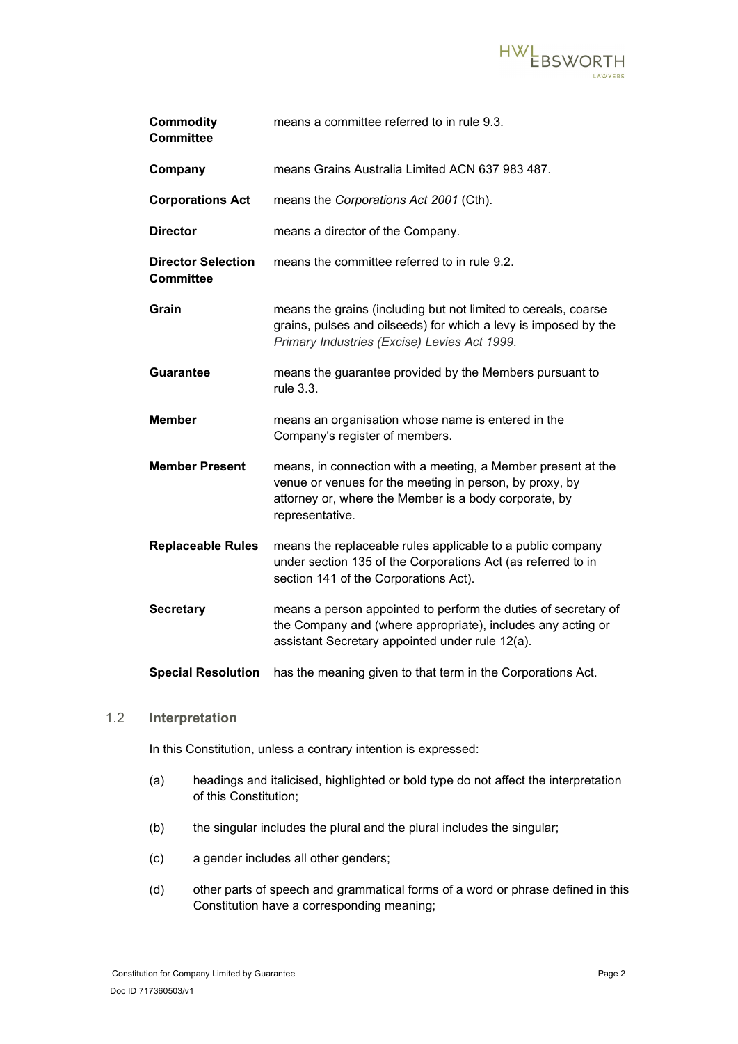| | |
|---|---|
| **Commodity Committee** | means a committee referred to in rule 9.3. |
| **Company** | means Grains Australia Limited ACN 637 983 487. |
| **Corporations Act** | means the *Corporations Act 2001* (Cth). |
| **Director** | means a director of the Company. |
| **Director Selection Committee** | means the committee referred to in rule 9.2. |
| **Grain** | means the grains (including but not limited to cereals, coarse grains, pulses and oilseeds) for which a levy is imposed by the *Primary Industries (Excise) Levies Act 1999*. |
| **Guarantee** | means the guarantee provided by the Members pursuant to rule 3.3. |
| **Member** | means an organisation whose name is entered in the Company's register of members. |
| **Member Present** | means, in connection with a meeting, a Member present at the venue or venues for the meeting in person, by proxy, by attorney or, where the Member is a body corporate, by representative. |
| **Replaceable Rules** | means the replaceable rules applicable to a public company under section 135 of the Corporations Act (as referred to in section 141 of the Corporations Act). |
| **Secretary** | means a person appointed to perform the duties of secretary of the Company and (where appropriate), includes any acting or assistant Secretary appointed under rule 12(a). |
| **Special Resolution** | has the meaning given to that term in the Corporations Act. |

## 1.2 Interpretation

In this Constitution, unless a contrary intention is expressed:

(a) headings and italicised, highlighted or bold type do not affect the interpretation of this Constitution;

(b) the singular includes the plural and the plural includes the singular;

(c) a gender includes all other genders;

(d) other parts of speech and grammatical forms of a word or phrase defined in this Constitution have a corresponding meaning;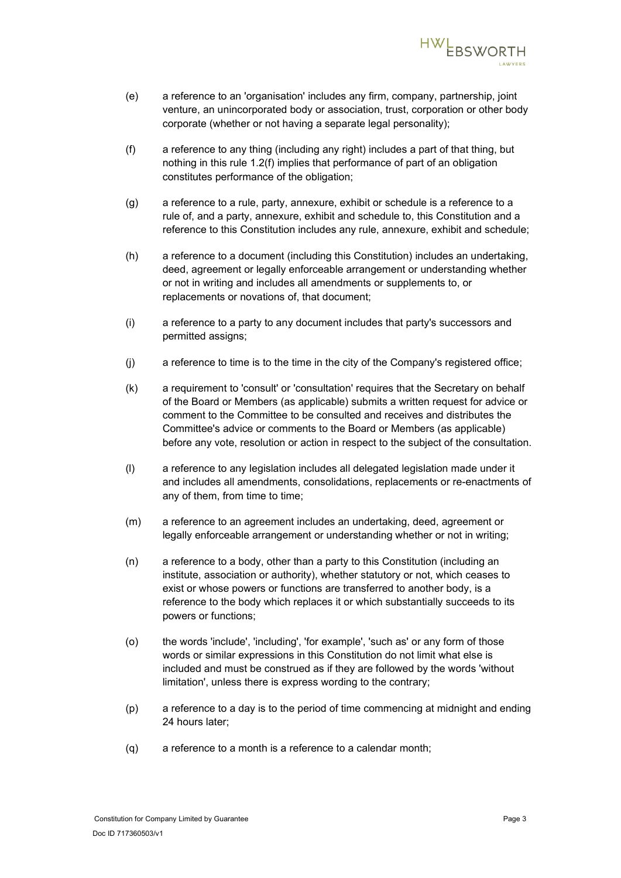(e) a reference to an 'organisation' includes any firm, company, partnership, joint venture, an unincorporated body or association, trust, corporation or other body corporate (whether or not having a separate legal personality);

(f) a reference to any thing (including any right) includes a part of that thing, but nothing in this rule 1.2(f) implies that performance of part of an obligation constitutes performance of the obligation;

(g) a reference to a rule, party, annexure, exhibit or schedule is a reference to a rule of, and a party, annexure, exhibit and schedule to, this Constitution and a reference to this Constitution includes any rule, annexure, exhibit and schedule;

(h) a reference to a document (including this Constitution) includes an undertaking, deed, agreement or legally enforceable arrangement or understanding whether or not in writing and includes all amendments or supplements to, or replacements or novations of, that document;

(i) a reference to a party to any document includes that party's successors and permitted assigns;

(j) a reference to time is to the time in the city of the Company's registered office;

(k) a requirement to 'consult' or 'consultation' requires that the Secretary on behalf of the Board or Members (as applicable) submits a written request for advice or comment to the Committee to be consulted and receives and distributes the Committee's advice or comments to the Board or Members (as applicable) before any vote, resolution or action in respect to the subject of the consultation.

(l) a reference to any legislation includes all delegated legislation made under it and includes all amendments, consolidations, replacements or re-enactments of any of them, from time to time;

(m) a reference to an agreement includes an undertaking, deed, agreement or legally enforceable arrangement or understanding whether or not in writing;

(n) a reference to a body, other than a party to this Constitution (including an institute, association or authority), whether statutory or not, which ceases to exist or whose powers or functions are transferred to another body, is a reference to the body which replaces it or which substantially succeeds to its powers or functions;

(o) the words 'include', 'including', 'for example', 'such as' or any form of those words or similar expressions in this Constitution do not limit what else is included and must be construed as if they are followed by the words 'without limitation', unless there is express wording to the contrary;

(p) a reference to a day is to the period of time commencing at midnight and ending 24 hours later;

(q) a reference to a month is a reference to a calendar month;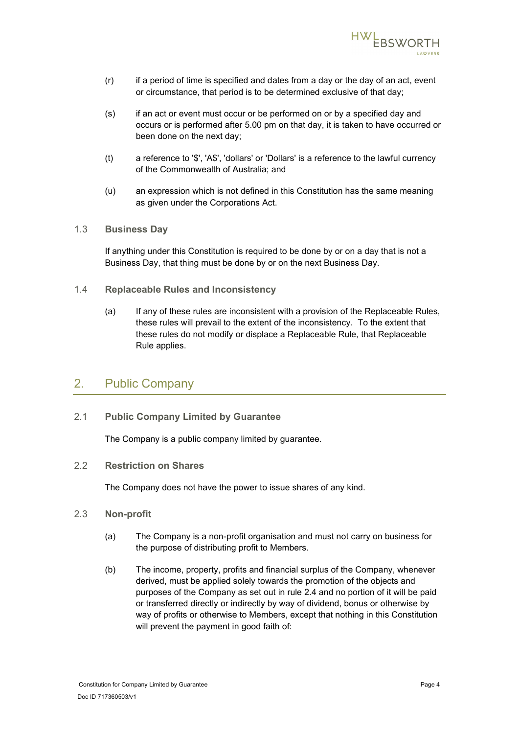(r) if a period of time is specified and dates from a day or the day of an act, event or circumstance, that period is to be determined exclusive of that day;

(s) if an act or event must occur or be performed on or by a specified day and occurs or is performed after 5.00 pm on that day, it is taken to have occurred or been done on the next day;

(t) a reference to '$', 'A$', 'dollars' or 'Dollars' is a reference to the lawful currency of the Commonwealth of Australia; and

(u) an expression which is not defined in this Constitution has the same meaning as given under the Corporations Act.

### 1.3 Business Day

If anything under this Constitution is required to be done by or on a day that is not a Business Day, that thing must be done by or on the next Business Day.

### 1.4 Replaceable Rules and Inconsistency

(a) If any of these rules are inconsistent with a provision of the Replaceable Rules, these rules will prevail to the extent of the inconsistency. To the extent that these rules do not modify or displace a Replaceable Rule, that Replaceable Rule applies.

## 2. Public Company

### 2.1 Public Company Limited by Guarantee

The Company is a public company limited by guarantee.

### 2.2 Restriction on Shares

The Company does not have the power to issue shares of any kind.

### 2.3 Non-profit

(a) The Company is a non-profit organisation and must not carry on business for the purpose of distributing profit to Members.

(b) The income, property, profits and financial surplus of the Company, whenever derived, must be applied solely towards the promotion of the objects and purposes of the Company as set out in rule 2.4 and no portion of it will be paid or transferred directly or indirectly by way of dividend, bonus or otherwise by way of profits or otherwise to Members, except that nothing in this Constitution will prevent the payment in good faith of: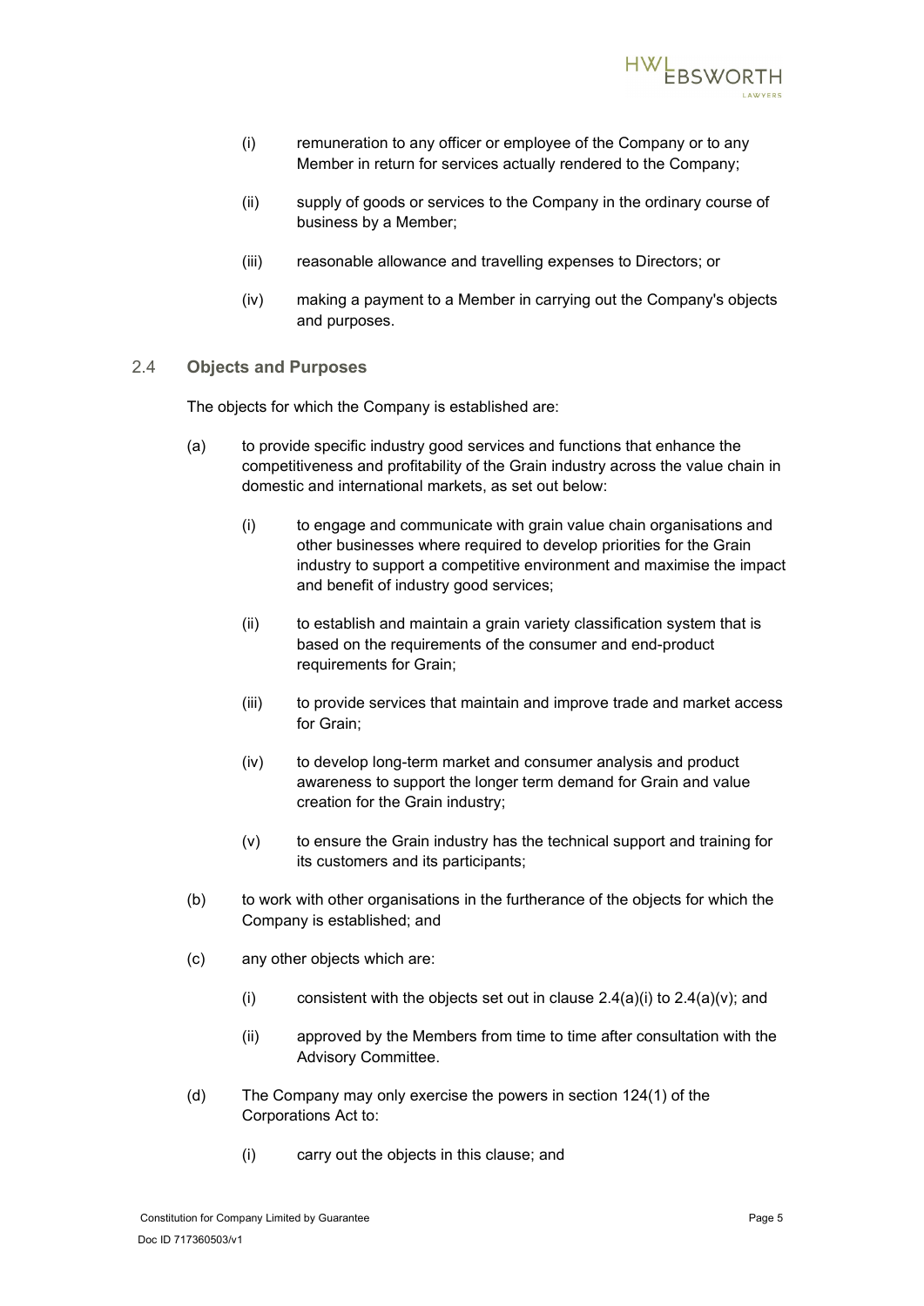(i) remuneration to any officer or employee of the Company or to any Member in return for services actually rendered to the Company;

(ii) supply of goods or services to the Company in the ordinary course of business by a Member;

(iii) reasonable allowance and travelling expenses to Directors; or

(iv) making a payment to a Member in carrying out the Company's objects and purposes.

### 2.4 **Objects and Purposes**

The objects for which the Company is established are:

(a) to provide specific industry good services and functions that enhance the competitiveness and profitability of the Grain industry across the value chain in domestic and international markets, as set out below:

(i) to engage and communicate with grain value chain organisations and other businesses where required to develop priorities for the Grain industry to support a competitive environment and maximise the impact and benefit of industry good services;

(ii) to establish and maintain a grain variety classification system that is based on the requirements of the consumer and end-product requirements for Grain;

(iii) to provide services that maintain and improve trade and market access for Grain;

(iv) to develop long-term market and consumer analysis and product awareness to support the longer term demand for Grain and value creation for the Grain industry;

(v) to ensure the Grain industry has the technical support and training for its customers and its participants;

(b) to work with other organisations in the furtherance of the objects for which the Company is established; and

(c) any other objects which are:

(i) consistent with the objects set out in clause 2.4(a)(i) to 2.4(a)(v); and

(ii) approved by the Members from time to time after consultation with the Advisory Committee.

(d) The Company may only exercise the powers in section 124(1) of the Corporations Act to:

(i) carry out the objects in this clause; and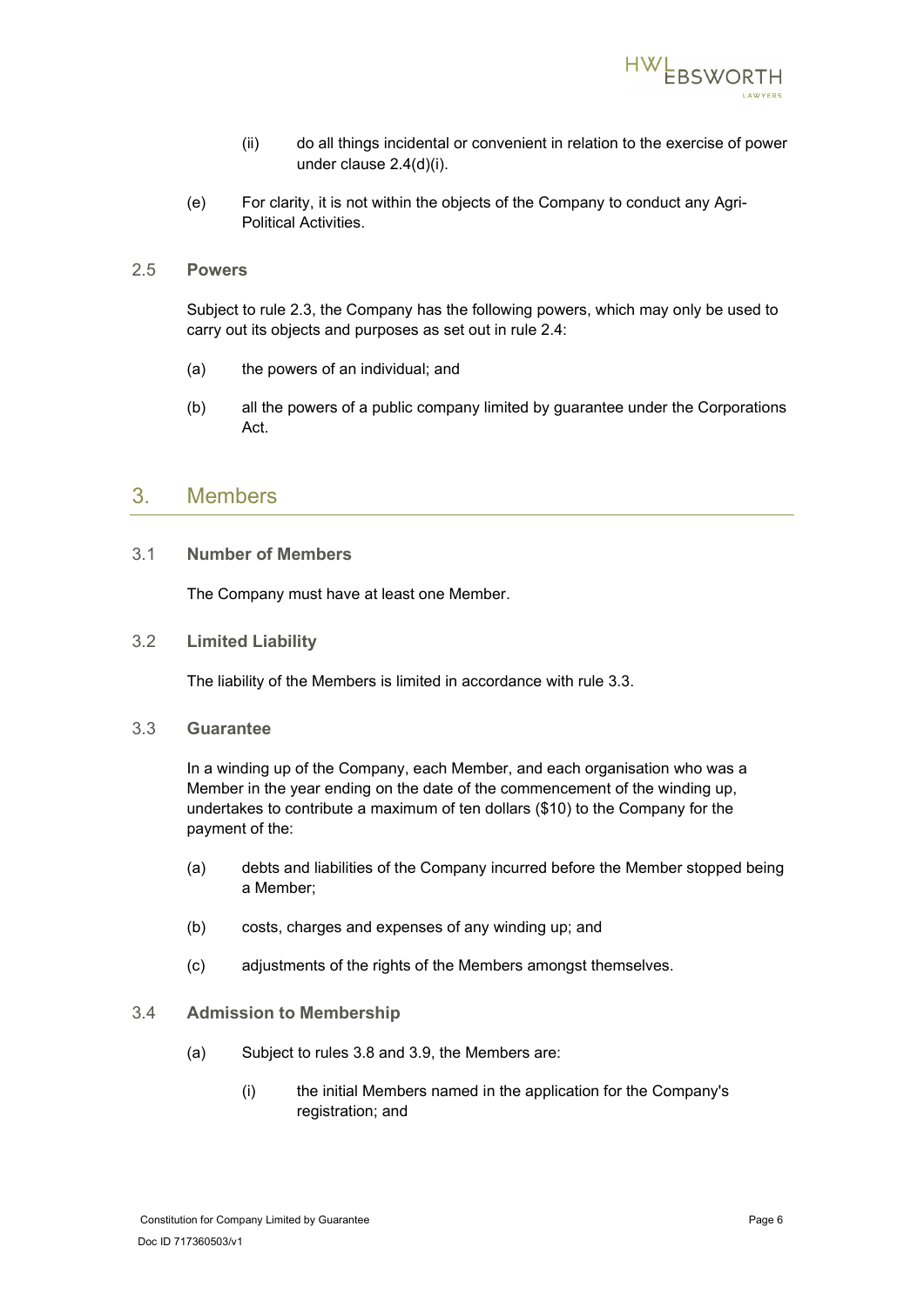(ii) do all things incidental or convenient in relation to the exercise of power under clause 2.4(d)(i).

(e) For clarity, it is not within the objects of the Company to conduct any Agri-Political Activities.

### 2.5 Powers

Subject to rule 2.3, the Company has the following powers, which may only be used to carry out its objects and purposes as set out in rule 2.4:

(a) the powers of an individual; and

(b) all the powers of a public company limited by guarantee under the Corporations Act.

## 3. Members

### 3.1 Number of Members

The Company must have at least one Member.

### 3.2 Limited Liability

The liability of the Members is limited in accordance with rule 3.3.

### 3.3 Guarantee

In a winding up of the Company, each Member, and each organisation who was a Member in the year ending on the date of the commencement of the winding up, undertakes to contribute a maximum of ten dollars ($10) to the Company for the payment of the:

(a) debts and liabilities of the Company incurred before the Member stopped being a Member;

(b) costs, charges and expenses of any winding up; and

(c) adjustments of the rights of the Members amongst themselves.

### 3.4 Admission to Membership

(a) Subject to rules 3.8 and 3.9, the Members are:

(i) the initial Members named in the application for the Company's registration; and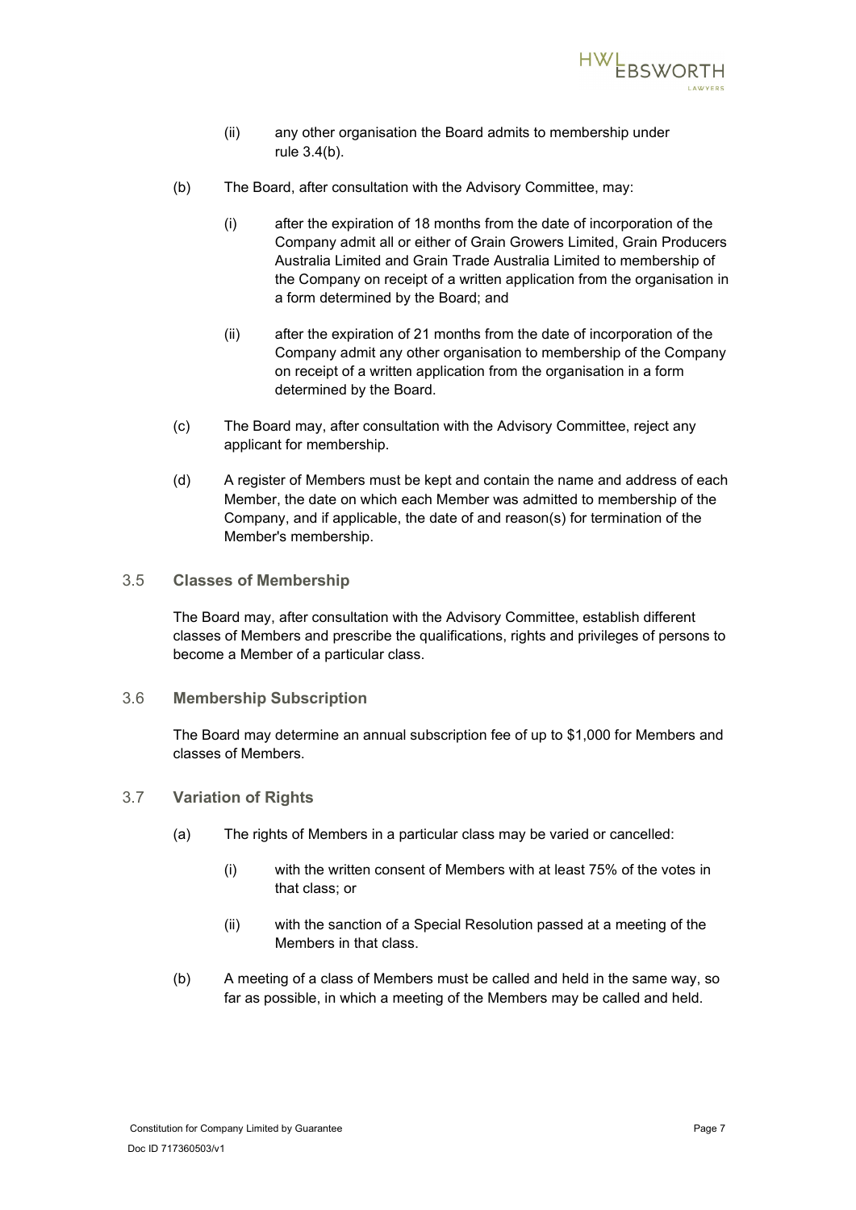(ii) any other organisation the Board admits to membership under rule 3.4(b).

(b) The Board, after consultation with the Advisory Committee, may:

(i) after the expiration of 18 months from the date of incorporation of the Company admit all or either of Grain Growers Limited, Grain Producers Australia Limited and Grain Trade Australia Limited to membership of the Company on receipt of a written application from the organisation in a form determined by the Board; and

(ii) after the expiration of 21 months from the date of incorporation of the Company admit any other organisation to membership of the Company on receipt of a written application from the organisation in a form determined by the Board.

(c) The Board may, after consultation with the Advisory Committee, reject any applicant for membership.

(d) A register of Members must be kept and contain the name and address of each Member, the date on which each Member was admitted to membership of the Company, and if applicable, the date of and reason(s) for termination of the Member's membership.

## 3.5 Classes of Membership

The Board may, after consultation with the Advisory Committee, establish different classes of Members and prescribe the qualifications, rights and privileges of persons to become a Member of a particular class.

## 3.6 Membership Subscription

The Board may determine an annual subscription fee of up to $1,000 for Members and classes of Members.

## 3.7 Variation of Rights

(a) The rights of Members in a particular class may be varied or cancelled:

(i) with the written consent of Members with at least 75% of the votes in that class; or

(ii) with the sanction of a Special Resolution passed at a meeting of the Members in that class.

(b) A meeting of a class of Members must be called and held in the same way, so far as possible, in which a meeting of the Members may be called and held.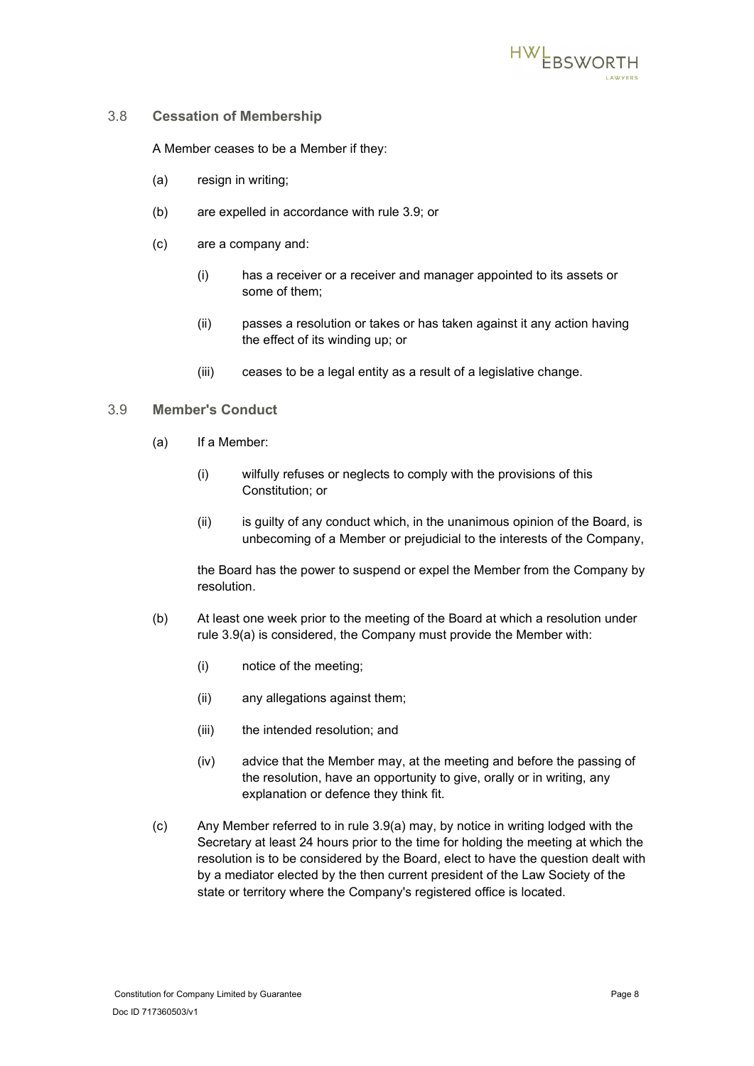### 3.8 **Cessation of Membership**

A Member ceases to be a Member if they:

(a) resign in writing;

(b) are expelled in accordance with rule 3.9; or

(c) are a company and:

  (i) has a receiver or a receiver and manager appointed to its assets or some of them;

  (ii) passes a resolution or takes or has taken against it any action having the effect of its winding up; or

  (iii) ceases to be a legal entity as a result of a legislative change.

### 3.9 **Member's Conduct**

(a) If a Member:

  (i) wilfully refuses or neglects to comply with the provisions of this Constitution; or

  (ii) is guilty of any conduct which, in the unanimous opinion of the Board, is unbecoming of a Member or prejudicial to the interests of the Company,

  the Board has the power to suspend or expel the Member from the Company by resolution.

(b) At least one week prior to the meeting of the Board at which a resolution under rule 3.9(a) is considered, the Company must provide the Member with:

  (i) notice of the meeting;

  (ii) any allegations against them;

  (iii) the intended resolution; and

  (iv) advice that the Member may, at the meeting and before the passing of the resolution, have an opportunity to give, orally or in writing, any explanation or defence they think fit.

(c) Any Member referred to in rule 3.9(a) may, by notice in writing lodged with the Secretary at least 24 hours prior to the time for holding the meeting at which the resolution is to be considered by the Board, elect to have the question dealt with by a mediator elected by the then current president of the Law Society of the state or territory where the Company's registered office is located.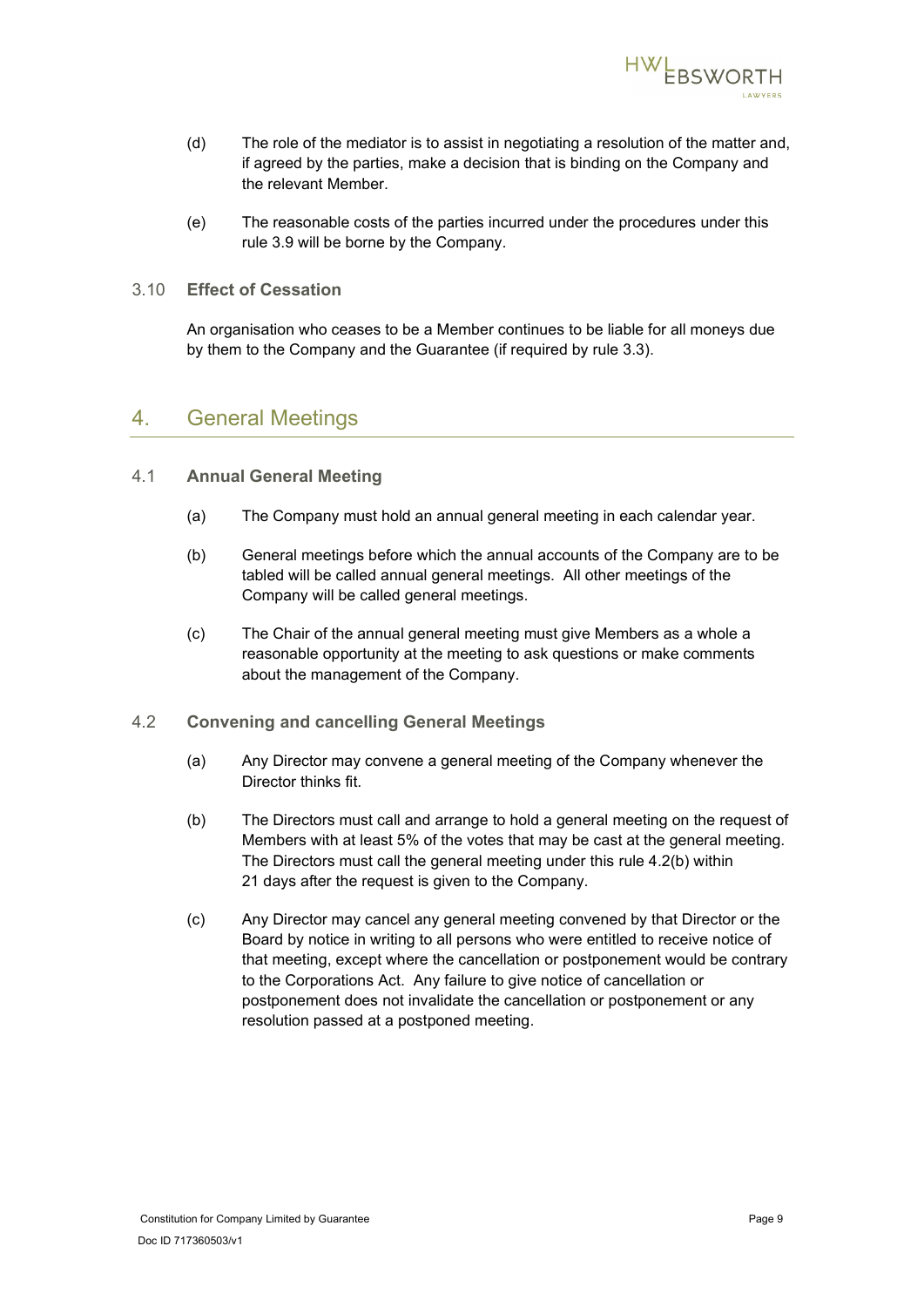(d) The role of the mediator is to assist in negotiating a resolution of the matter and, if agreed by the parties, make a decision that is binding on the Company and the relevant Member.

(e) The reasonable costs of the parties incurred under the procedures under this rule 3.9 will be borne by the Company.

### 3.10 Effect of Cessation

An organisation who ceases to be a Member continues to be liable for all moneys due by them to the Company and the Guarantee (if required by rule 3.3).

## 4. General Meetings

### 4.1 Annual General Meeting

(a) The Company must hold an annual general meeting in each calendar year.

(b) General meetings before which the annual accounts of the Company are to be tabled will be called annual general meetings. All other meetings of the Company will be called general meetings.

(c) The Chair of the annual general meeting must give Members as a whole a reasonable opportunity at the meeting to ask questions or make comments about the management of the Company.

### 4.2 Convening and cancelling General Meetings

(a) Any Director may convene a general meeting of the Company whenever the Director thinks fit.

(b) The Directors must call and arrange to hold a general meeting on the request of Members with at least 5% of the votes that may be cast at the general meeting. The Directors must call the general meeting under this rule 4.2(b) within 21 days after the request is given to the Company.

(c) Any Director may cancel any general meeting convened by that Director or the Board by notice in writing to all persons who were entitled to receive notice of that meeting, except where the cancellation or postponement would be contrary to the Corporations Act. Any failure to give notice of cancellation or postponement does not invalidate the cancellation or postponement or any resolution passed at a postponed meeting.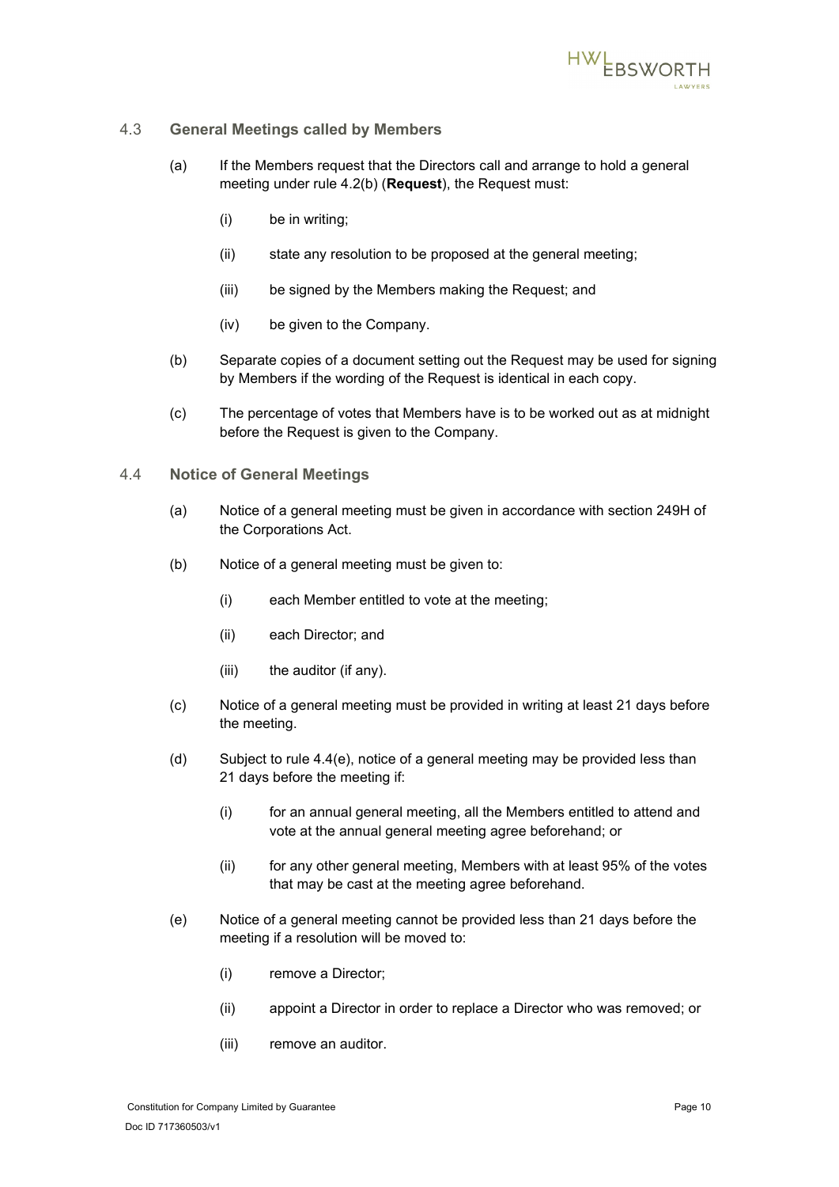## 4.3 General Meetings called by Members

(a) If the Members request that the Directors call and arrange to hold a general meeting under rule 4.2(b) (**Request**), the Request must:

(i) be in writing;

(ii) state any resolution to be proposed at the general meeting;

(iii) be signed by the Members making the Request; and

(iv) be given to the Company.

(b) Separate copies of a document setting out the Request may be used for signing by Members if the wording of the Request is identical in each copy.

(c) The percentage of votes that Members have is to be worked out as at midnight before the Request is given to the Company.

## 4.4 Notice of General Meetings

(a) Notice of a general meeting must be given in accordance with section 249H of the Corporations Act.

(b) Notice of a general meeting must be given to:

(i) each Member entitled to vote at the meeting;

(ii) each Director; and

(iii) the auditor (if any).

(c) Notice of a general meeting must be provided in writing at least 21 days before the meeting.

(d) Subject to rule 4.4(e), notice of a general meeting may be provided less than 21 days before the meeting if:

(i) for an annual general meeting, all the Members entitled to attend and vote at the annual general meeting agree beforehand; or

(ii) for any other general meeting, Members with at least 95% of the votes that may be cast at the meeting agree beforehand.

(e) Notice of a general meeting cannot be provided less than 21 days before the meeting if a resolution will be moved to:

(i) remove a Director;

(ii) appoint a Director in order to replace a Director who was removed; or

(iii) remove an auditor.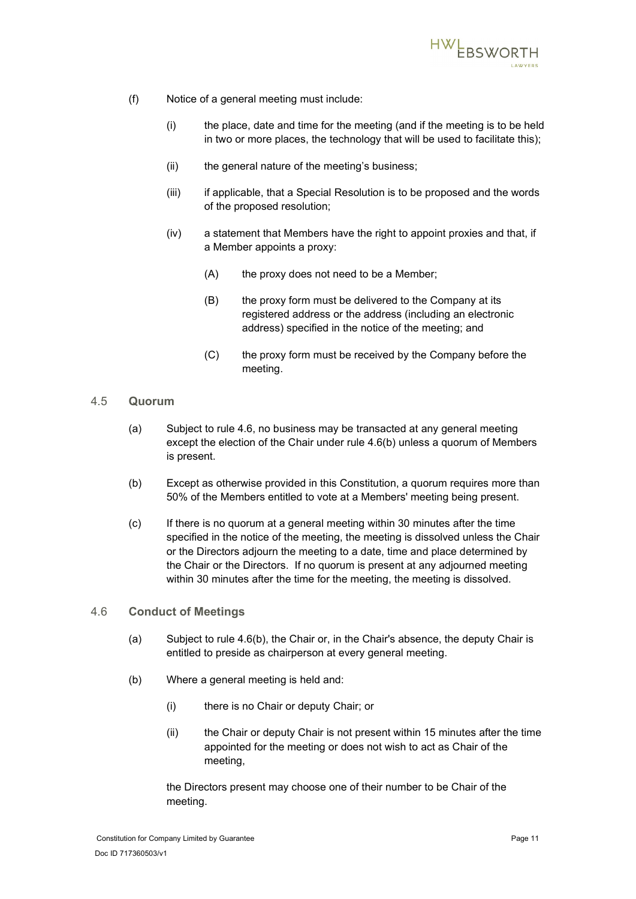(f) Notice of a general meeting must include:

   (i) the place, date and time for the meeting (and if the meeting is to be held in two or more places, the technology that will be used to facilitate this);

   (ii) the general nature of the meeting's business;

   (iii) if applicable, that a Special Resolution is to be proposed and the words of the proposed resolution;

   (iv) a statement that Members have the right to appoint proxies and that, if a Member appoints a proxy:

      (A) the proxy does not need to be a Member;

      (B) the proxy form must be delivered to the Company at its registered address or the address (including an electronic address) specified in the notice of the meeting; and

      (C) the proxy form must be received by the Company before the meeting.

### 4.5 Quorum

(a) Subject to rule 4.6, no business may be transacted at any general meeting except the election of the Chair under rule 4.6(b) unless a quorum of Members is present.

(b) Except as otherwise provided in this Constitution, a quorum requires more than 50% of the Members entitled to vote at a Members' meeting being present.

(c) If there is no quorum at a general meeting within 30 minutes after the time specified in the notice of the meeting, the meeting is dissolved unless the Chair or the Directors adjourn the meeting to a date, time and place determined by the Chair or the Directors. If no quorum is present at any adjourned meeting within 30 minutes after the time for the meeting, the meeting is dissolved.

### 4.6 Conduct of Meetings

(a) Subject to rule 4.6(b), the Chair or, in the Chair's absence, the deputy Chair is entitled to preside as chairperson at every general meeting.

(b) Where a general meeting is held and:

   (i) there is no Chair or deputy Chair; or

   (ii) the Chair or deputy Chair is not present within 15 minutes after the time appointed for the meeting or does not wish to act as Chair of the meeting,

   the Directors present may choose one of their number to be Chair of the meeting.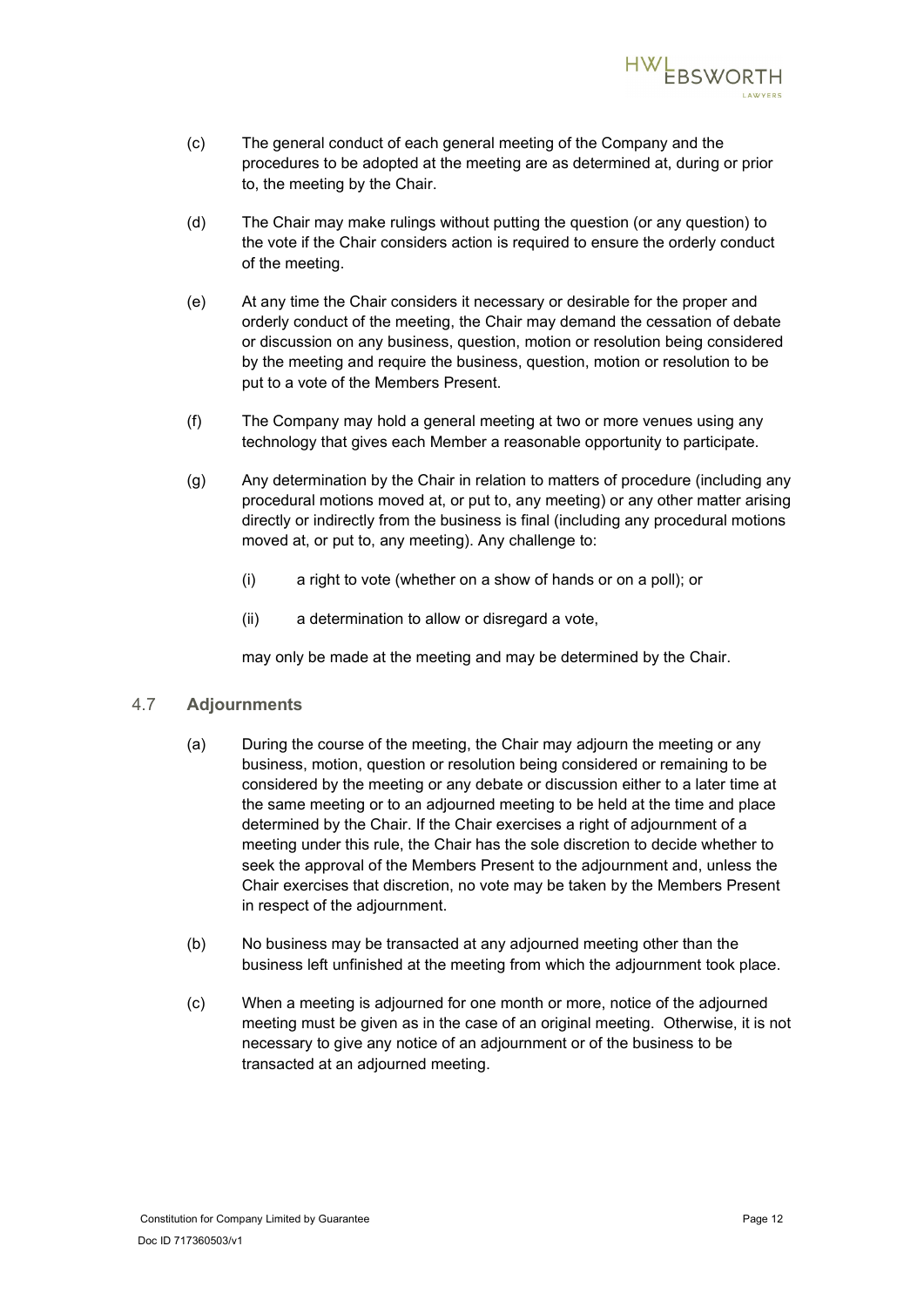(c) The general conduct of each general meeting of the Company and the procedures to be adopted at the meeting are as determined at, during or prior to, the meeting by the Chair.

(d) The Chair may make rulings without putting the question (or any question) to the vote if the Chair considers action is required to ensure the orderly conduct of the meeting.

(e) At any time the Chair considers it necessary or desirable for the proper and orderly conduct of the meeting, the Chair may demand the cessation of debate or discussion on any business, question, motion or resolution being considered by the meeting and require the business, question, motion or resolution to be put to a vote of the Members Present.

(f) The Company may hold a general meeting at two or more venues using any technology that gives each Member a reasonable opportunity to participate.

(g) Any determination by the Chair in relation to matters of procedure (including any procedural motions moved at, or put to, any meeting) or any other matter arising directly or indirectly from the business is final (including any procedural motions moved at, or put to, any meeting). Any challenge to:

   (i) a right to vote (whether on a show of hands or on a poll); or

   (ii) a determination to allow or disregard a vote,

   may only be made at the meeting and may be determined by the Chair.

## 4.7 Adjournments

(a) During the course of the meeting, the Chair may adjourn the meeting or any business, motion, question or resolution being considered or remaining to be considered by the meeting or any debate or discussion either to a later time at the same meeting or to an adjourned meeting to be held at the time and place determined by the Chair. If the Chair exercises a right of adjournment of a meeting under this rule, the Chair has the sole discretion to decide whether to seek the approval of the Members Present to the adjournment and, unless the Chair exercises that discretion, no vote may be taken by the Members Present in respect of the adjournment.

(b) No business may be transacted at any adjourned meeting other than the business left unfinished at the meeting from which the adjournment took place.

(c) When a meeting is adjourned for one month or more, notice of the adjourned meeting must be given as in the case of an original meeting. Otherwise, it is not necessary to give any notice of an adjournment or of the business to be transacted at an adjourned meeting.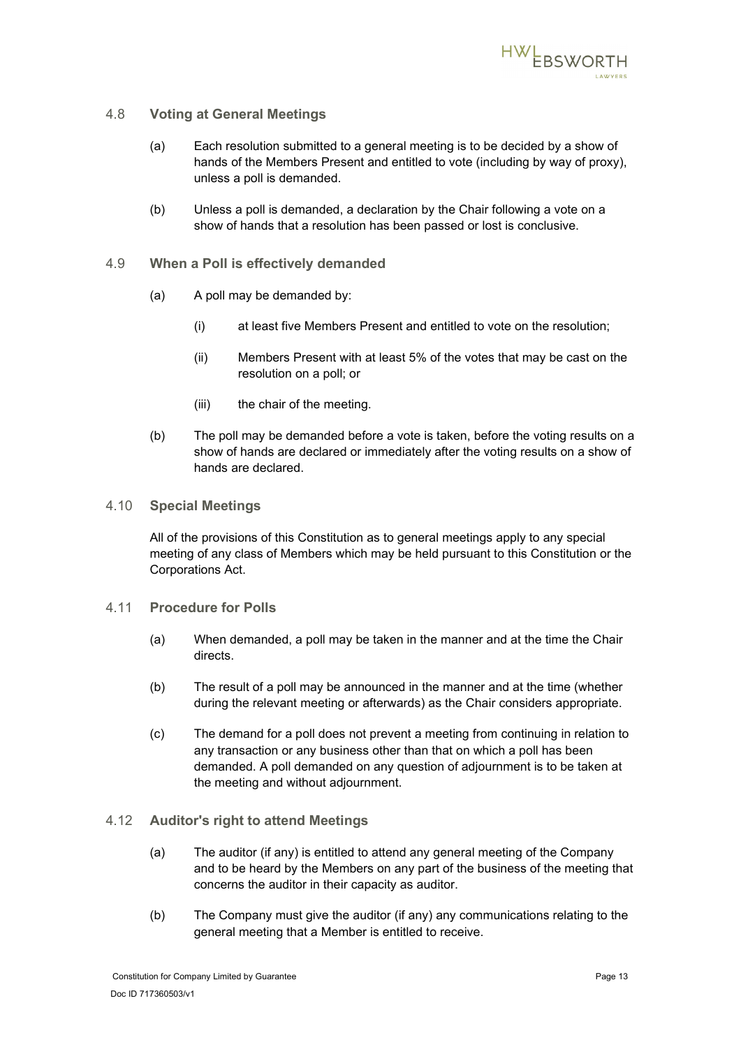## 4.8 Voting at General Meetings

(a) Each resolution submitted to a general meeting is to be decided by a show of hands of the Members Present and entitled to vote (including by way of proxy), unless a poll is demanded.

(b) Unless a poll is demanded, a declaration by the Chair following a vote on a show of hands that a resolution has been passed or lost is conclusive.

## 4.9 When a Poll is effectively demanded

(a) A poll may be demanded by:

(i) at least five Members Present and entitled to vote on the resolution;

(ii) Members Present with at least 5% of the votes that may be cast on the resolution on a poll; or

(iii) the chair of the meeting.

(b) The poll may be demanded before a vote is taken, before the voting results on a show of hands are declared or immediately after the voting results on a show of hands are declared.

## 4.10 Special Meetings

All of the provisions of this Constitution as to general meetings apply to any special meeting of any class of Members which may be held pursuant to this Constitution or the Corporations Act.

## 4.11 Procedure for Polls

(a) When demanded, a poll may be taken in the manner and at the time the Chair directs.

(b) The result of a poll may be announced in the manner and at the time (whether during the relevant meeting or afterwards) as the Chair considers appropriate.

(c) The demand for a poll does not prevent a meeting from continuing in relation to any transaction or any business other than that on which a poll has been demanded. A poll demanded on any question of adjournment is to be taken at the meeting and without adjournment.

## 4.12 Auditor's right to attend Meetings

(a) The auditor (if any) is entitled to attend any general meeting of the Company and to be heard by the Members on any part of the business of the meeting that concerns the auditor in their capacity as auditor.

(b) The Company must give the auditor (if any) any communications relating to the general meeting that a Member is entitled to receive.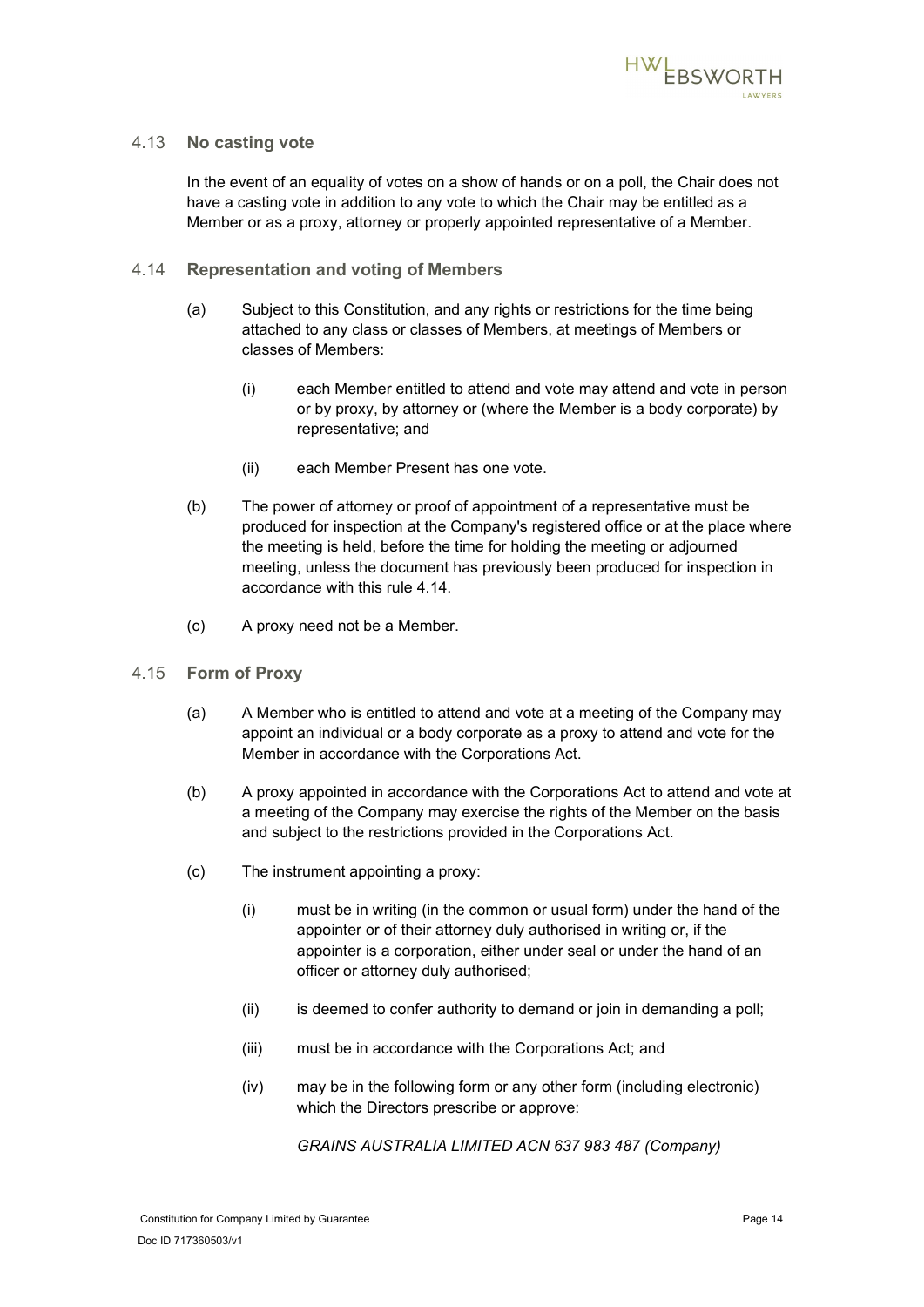### 4.13 No casting vote

In the event of an equality of votes on a show of hands or on a poll, the Chair does not have a casting vote in addition to any vote to which the Chair may be entitled as a Member or as a proxy, attorney or properly appointed representative of a Member.

### 4.14 Representation and voting of Members

(a) Subject to this Constitution, and any rights or restrictions for the time being attached to any class or classes of Members, at meetings of Members or classes of Members:

(i) each Member entitled to attend and vote may attend and vote in person or by proxy, by attorney or (where the Member is a body corporate) by representative; and

(ii) each Member Present has one vote.

(b) The power of attorney or proof of appointment of a representative must be produced for inspection at the Company's registered office or at the place where the meeting is held, before the time for holding the meeting or adjourned meeting, unless the document has previously been produced for inspection in accordance with this rule 4.14.

(c) A proxy need not be a Member.

### 4.15 Form of Proxy

(a) A Member who is entitled to attend and vote at a meeting of the Company may appoint an individual or a body corporate as a proxy to attend and vote for the Member in accordance with the Corporations Act.

(b) A proxy appointed in accordance with the Corporations Act to attend and vote at a meeting of the Company may exercise the rights of the Member on the basis and subject to the restrictions provided in the Corporations Act.

(c) The instrument appointing a proxy:

(i) must be in writing (in the common or usual form) under the hand of the appointer or of their attorney duly authorised in writing or, if the appointer is a corporation, either under seal or under the hand of an officer or attorney duly authorised;

(ii) is deemed to confer authority to demand or join in demanding a poll;

(iii) must be in accordance with the Corporations Act; and

(iv) may be in the following form or any other form (including electronic) which the Directors prescribe or approve:

*GRAINS AUSTRALIA LIMITED ACN 637 983 487 (Company)*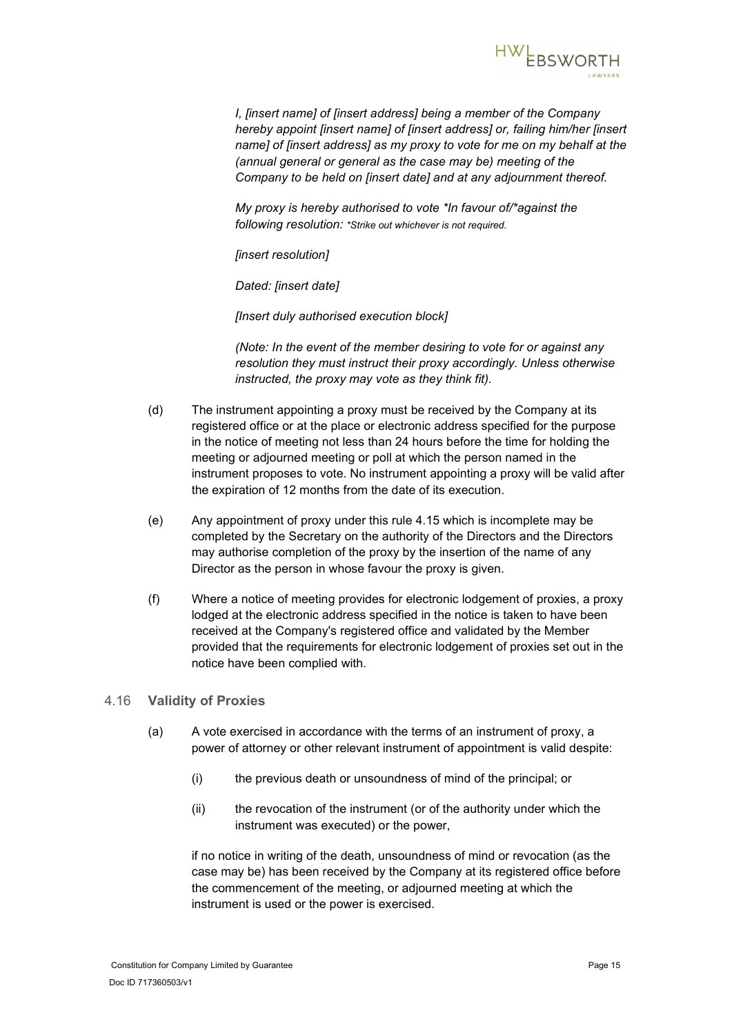*I, [insert name] of [insert address] being a member of the Company hereby appoint [insert name] of [insert address] or, failing him/her [insert name] of [insert address] as my proxy to vote for me on my behalf at the (annual general or general as the case may be) meeting of the Company to be held on [insert date] and at any adjournment thereof.*

*My proxy is hereby authorised to vote *In favour of/*against the following resolution: *Strike out whichever is not required.*

*[insert resolution]*

*Dated: [insert date]*

*[Insert duly authorised execution block]*

*(Note: In the event of the member desiring to vote for or against any resolution they must instruct their proxy accordingly. Unless otherwise instructed, the proxy may vote as they think fit).*

(d) The instrument appointing a proxy must be received by the Company at its registered office or at the place or electronic address specified for the purpose in the notice of meeting not less than 24 hours before the time for holding the meeting or adjourned meeting or poll at which the person named in the instrument proposes to vote. No instrument appointing a proxy will be valid after the expiration of 12 months from the date of its execution.

(e) Any appointment of proxy under this rule 4.15 which is incomplete may be completed by the Secretary on the authority of the Directors and the Directors may authorise completion of the proxy by the insertion of the name of any Director as the person in whose favour the proxy is given.

(f) Where a notice of meeting provides for electronic lodgement of proxies, a proxy lodged at the electronic address specified in the notice is taken to have been received at the Company's registered office and validated by the Member provided that the requirements for electronic lodgement of proxies set out in the notice have been complied with.

### 4.16 Validity of Proxies

(a) A vote exercised in accordance with the terms of an instrument of proxy, a power of attorney or other relevant instrument of appointment is valid despite:

(i) the previous death or unsoundness of mind of the principal; or

(ii) the revocation of the instrument (or of the authority under which the instrument was executed) or the power,

if no notice in writing of the death, unsoundness of mind or revocation (as the case may be) has been received by the Company at its registered office before the commencement of the meeting, or adjourned meeting at which the instrument is used or the power is exercised.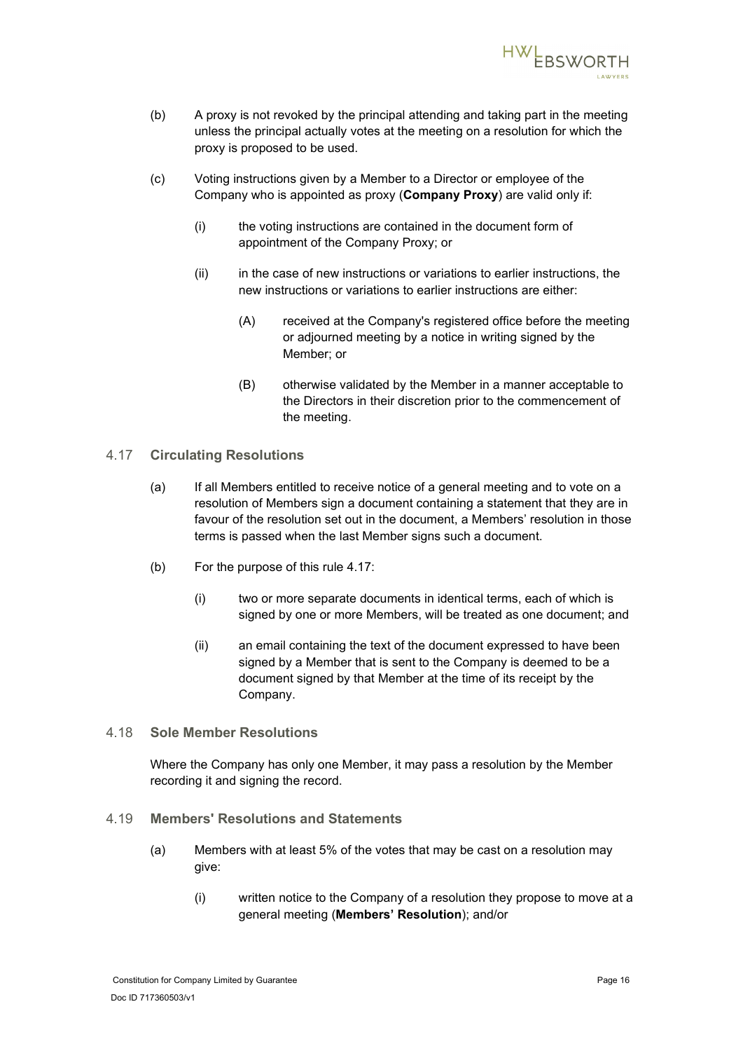(b) A proxy is not revoked by the principal attending and taking part in the meeting unless the principal actually votes at the meeting on a resolution for which the proxy is proposed to be used.

(c) Voting instructions given by a Member to a Director or employee of the Company who is appointed as proxy (**Company Proxy**) are valid only if:

(i) the voting instructions are contained in the document form of appointment of the Company Proxy; or

(ii) in the case of new instructions or variations to earlier instructions, the new instructions or variations to earlier instructions are either:

(A) received at the Company's registered office before the meeting or adjourned meeting by a notice in writing signed by the Member; or

(B) otherwise validated by the Member in a manner acceptable to the Directors in their discretion prior to the commencement of the meeting.

### 4.17 Circulating Resolutions

(a) If all Members entitled to receive notice of a general meeting and to vote on a resolution of Members sign a document containing a statement that they are in favour of the resolution set out in the document, a Members' resolution in those terms is passed when the last Member signs such a document.

(b) For the purpose of this rule 4.17:

(i) two or more separate documents in identical terms, each of which is signed by one or more Members, will be treated as one document; and

(ii) an email containing the text of the document expressed to have been signed by a Member that is sent to the Company is deemed to be a document signed by that Member at the time of its receipt by the Company.

### 4.18 Sole Member Resolutions

Where the Company has only one Member, it may pass a resolution by the Member recording it and signing the record.

### 4.19 Members' Resolutions and Statements

(a) Members with at least 5% of the votes that may be cast on a resolution may give:

(i) written notice to the Company of a resolution they propose to move at a general meeting (**Members' Resolution**); and/or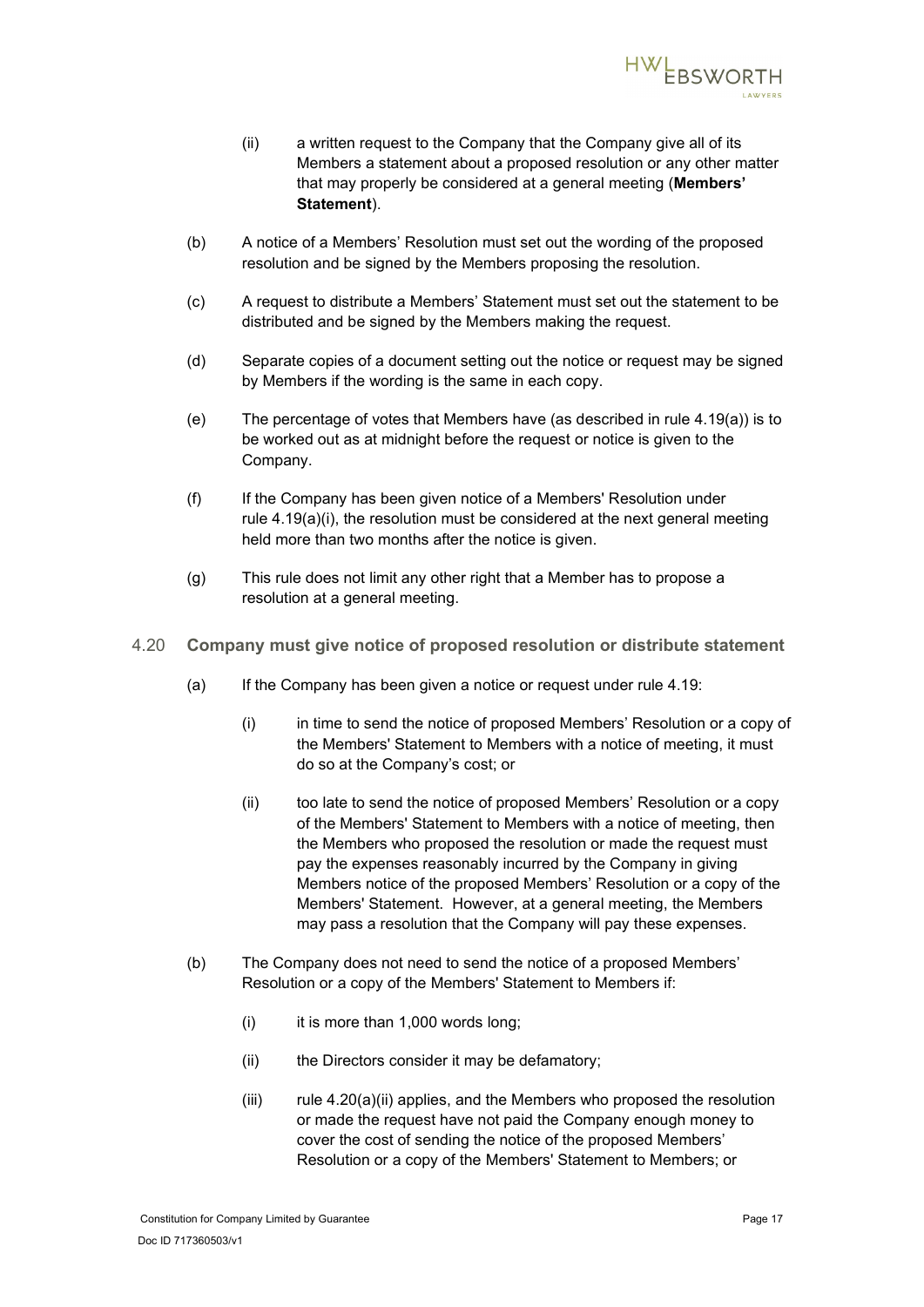(ii) a written request to the Company that the Company give all of its Members a statement about a proposed resolution or any other matter that may properly be considered at a general meeting (**Members' Statement**).

(b) A notice of a Members' Resolution must set out the wording of the proposed resolution and be signed by the Members proposing the resolution.

(c) A request to distribute a Members' Statement must set out the statement to be distributed and be signed by the Members making the request.

(d) Separate copies of a document setting out the notice or request may be signed by Members if the wording is the same in each copy.

(e) The percentage of votes that Members have (as described in rule 4.19(a)) is to be worked out as at midnight before the request or notice is given to the Company.

(f) If the Company has been given notice of a Members' Resolution under rule 4.19(a)(i), the resolution must be considered at the next general meeting held more than two months after the notice is given.

(g) This rule does not limit any other right that a Member has to propose a resolution at a general meeting.

### 4.20 Company must give notice of proposed resolution or distribute statement

(a) If the Company has been given a notice or request under rule 4.19:

(i) in time to send the notice of proposed Members' Resolution or a copy of the Members' Statement to Members with a notice of meeting, it must do so at the Company's cost; or

(ii) too late to send the notice of proposed Members' Resolution or a copy of the Members' Statement to Members with a notice of meeting, then the Members who proposed the resolution or made the request must pay the expenses reasonably incurred by the Company in giving Members notice of the proposed Members' Resolution or a copy of the Members' Statement. However, at a general meeting, the Members may pass a resolution that the Company will pay these expenses.

(b) The Company does not need to send the notice of a proposed Members' Resolution or a copy of the Members' Statement to Members if:

(i) it is more than 1,000 words long;

(ii) the Directors consider it may be defamatory;

(iii) rule 4.20(a)(ii) applies, and the Members who proposed the resolution or made the request have not paid the Company enough money to cover the cost of sending the notice of the proposed Members' Resolution or a copy of the Members' Statement to Members; or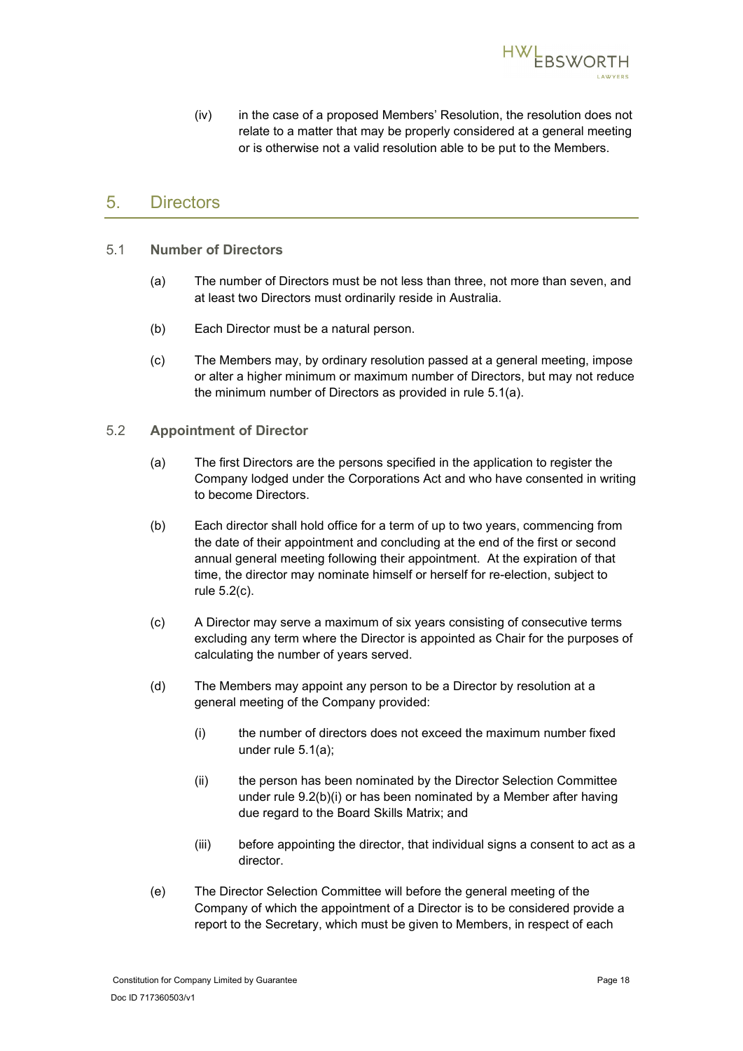(iv) in the case of a proposed Members' Resolution, the resolution does not relate to a matter that may be properly considered at a general meeting or is otherwise not a valid resolution able to be put to the Members.

## 5. Directors

### 5.1 Number of Directors

(a) The number of Directors must be not less than three, not more than seven, and at least two Directors must ordinarily reside in Australia.

(b) Each Director must be a natural person.

(c) The Members may, by ordinary resolution passed at a general meeting, impose or alter a higher minimum or maximum number of Directors, but may not reduce the minimum number of Directors as provided in rule 5.1(a).

### 5.2 Appointment of Director

(a) The first Directors are the persons specified in the application to register the Company lodged under the Corporations Act and who have consented in writing to become Directors.

(b) Each director shall hold office for a term of up to two years, commencing from the date of their appointment and concluding at the end of the first or second annual general meeting following their appointment. At the expiration of that time, the director may nominate himself or herself for re-election, subject to rule 5.2(c).

(c) A Director may serve a maximum of six years consisting of consecutive terms excluding any term where the Director is appointed as Chair for the purposes of calculating the number of years served.

(d) The Members may appoint any person to be a Director by resolution at a general meeting of the Company provided:

(i) the number of directors does not exceed the maximum number fixed under rule 5.1(a);

(ii) the person has been nominated by the Director Selection Committee under rule 9.2(b)(i) or has been nominated by a Member after having due regard to the Board Skills Matrix; and

(iii) before appointing the director, that individual signs a consent to act as a director.

(e) The Director Selection Committee will before the general meeting of the Company of which the appointment of a Director is to be considered provide a report to the Secretary, which must be given to Members, in respect of each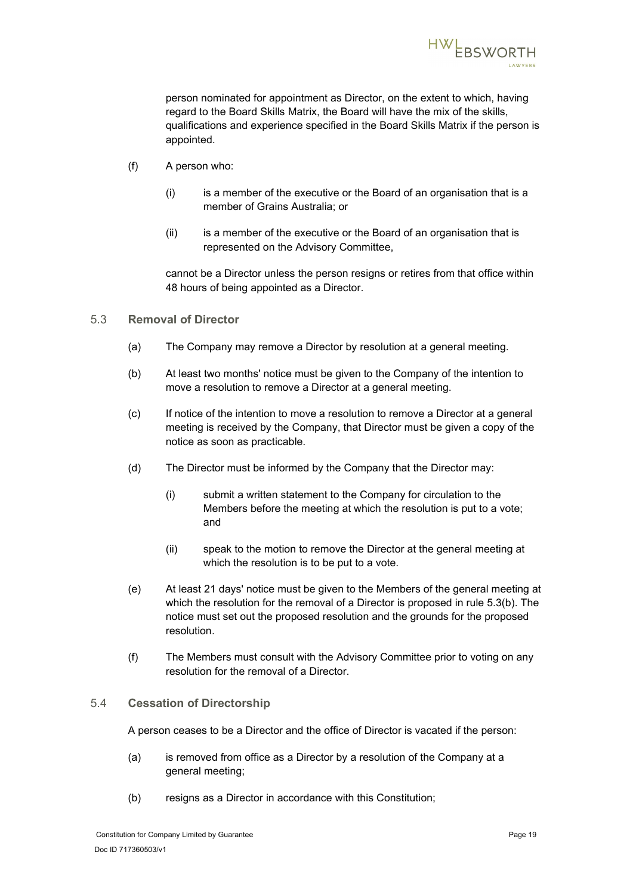person nominated for appointment as Director, on the extent to which, having regard to the Board Skills Matrix, the Board will have the mix of the skills, qualifications and experience specified in the Board Skills Matrix if the person is appointed.

(f) A person who:

   (i) is a member of the executive or the Board of an organisation that is a member of Grains Australia; or

   (ii) is a member of the executive or the Board of an organisation that is represented on the Advisory Committee,

   cannot be a Director unless the person resigns or retires from that office within 48 hours of being appointed as a Director.

## 5.3 **Removal of Director**

(a) The Company may remove a Director by resolution at a general meeting.

(b) At least two months' notice must be given to the Company of the intention to move a resolution to remove a Director at a general meeting.

(c) If notice of the intention to move a resolution to remove a Director at a general meeting is received by the Company, that Director must be given a copy of the notice as soon as practicable.

(d) The Director must be informed by the Company that the Director may:

   (i) submit a written statement to the Company for circulation to the Members before the meeting at which the resolution is put to a vote; and

   (ii) speak to the motion to remove the Director at the general meeting at which the resolution is to be put to a vote.

(e) At least 21 days' notice must be given to the Members of the general meeting at which the resolution for the removal of a Director is proposed in rule 5.3(b). The notice must set out the proposed resolution and the grounds for the proposed resolution.

(f) The Members must consult with the Advisory Committee prior to voting on any resolution for the removal of a Director.

## 5.4 **Cessation of Directorship**

A person ceases to be a Director and the office of Director is vacated if the person:

(a) is removed from office as a Director by a resolution of the Company at a general meeting;

(b) resigns as a Director in accordance with this Constitution;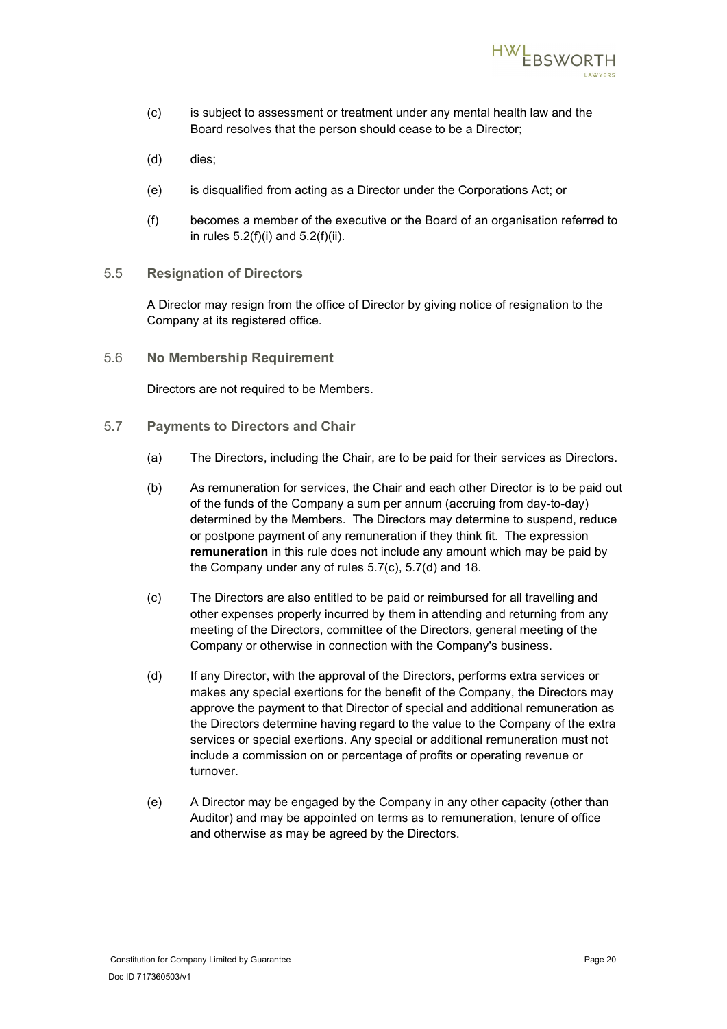(c) is subject to assessment or treatment under any mental health law and the Board resolves that the person should cease to be a Director;

(d) dies;

(e) is disqualified from acting as a Director under the Corporations Act; or

(f) becomes a member of the executive or the Board of an organisation referred to in rules 5.2(f)(i) and 5.2(f)(ii).

## 5.5 Resignation of Directors

A Director may resign from the office of Director by giving notice of resignation to the Company at its registered office.

## 5.6 No Membership Requirement

Directors are not required to be Members.

## 5.7 Payments to Directors and Chair

(a) The Directors, including the Chair, are to be paid for their services as Directors.

(b) As remuneration for services, the Chair and each other Director is to be paid out of the funds of the Company a sum per annum (accruing from day-to-day) determined by the Members. The Directors may determine to suspend, reduce or postpone payment of any remuneration if they think fit. The expression **remuneration** in this rule does not include any amount which may be paid by the Company under any of rules 5.7(c), 5.7(d) and 18.

(c) The Directors are also entitled to be paid or reimbursed for all travelling and other expenses properly incurred by them in attending and returning from any meeting of the Directors, committee of the Directors, general meeting of the Company or otherwise in connection with the Company's business.

(d) If any Director, with the approval of the Directors, performs extra services or makes any special exertions for the benefit of the Company, the Directors may approve the payment to that Director of special and additional remuneration as the Directors determine having regard to the value to the Company of the extra services or special exertions. Any special or additional remuneration must not include a commission on or percentage of profits or operating revenue or turnover.

(e) A Director may be engaged by the Company in any other capacity (other than Auditor) and may be appointed on terms as to remuneration, tenure of office and otherwise as may be agreed by the Directors.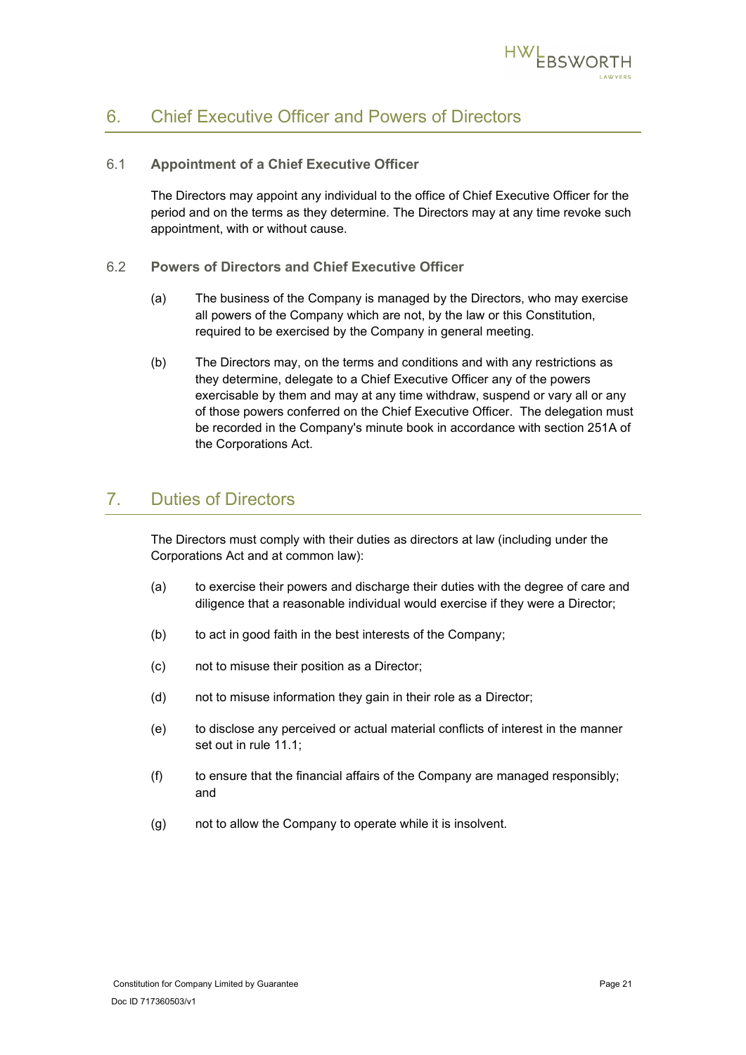## 6. Chief Executive Officer and Powers of Directors

### 6.1 Appointment of a Chief Executive Officer

The Directors may appoint any individual to the office of Chief Executive Officer for the period and on the terms as they determine. The Directors may at any time revoke such appointment, with or without cause.

### 6.2 Powers of Directors and Chief Executive Officer

(a) The business of the Company is managed by the Directors, who may exercise all powers of the Company which are not, by the law or this Constitution, required to be exercised by the Company in general meeting.

(b) The Directors may, on the terms and conditions and with any restrictions as they determine, delegate to a Chief Executive Officer any of the powers exercisable by them and may at any time withdraw, suspend or vary all or any of those powers conferred on the Chief Executive Officer. The delegation must be recorded in the Company's minute book in accordance with section 251A of the Corporations Act.

## 7. Duties of Directors

The Directors must comply with their duties as directors at law (including under the Corporations Act and at common law):

(a) to exercise their powers and discharge their duties with the degree of care and diligence that a reasonable individual would exercise if they were a Director;

(b) to act in good faith in the best interests of the Company;

(c) not to misuse their position as a Director;

(d) not to misuse information they gain in their role as a Director;

(e) to disclose any perceived or actual material conflicts of interest in the manner set out in rule 11.1;

(f) to ensure that the financial affairs of the Company are managed responsibly; and

(g) not to allow the Company to operate while it is insolvent.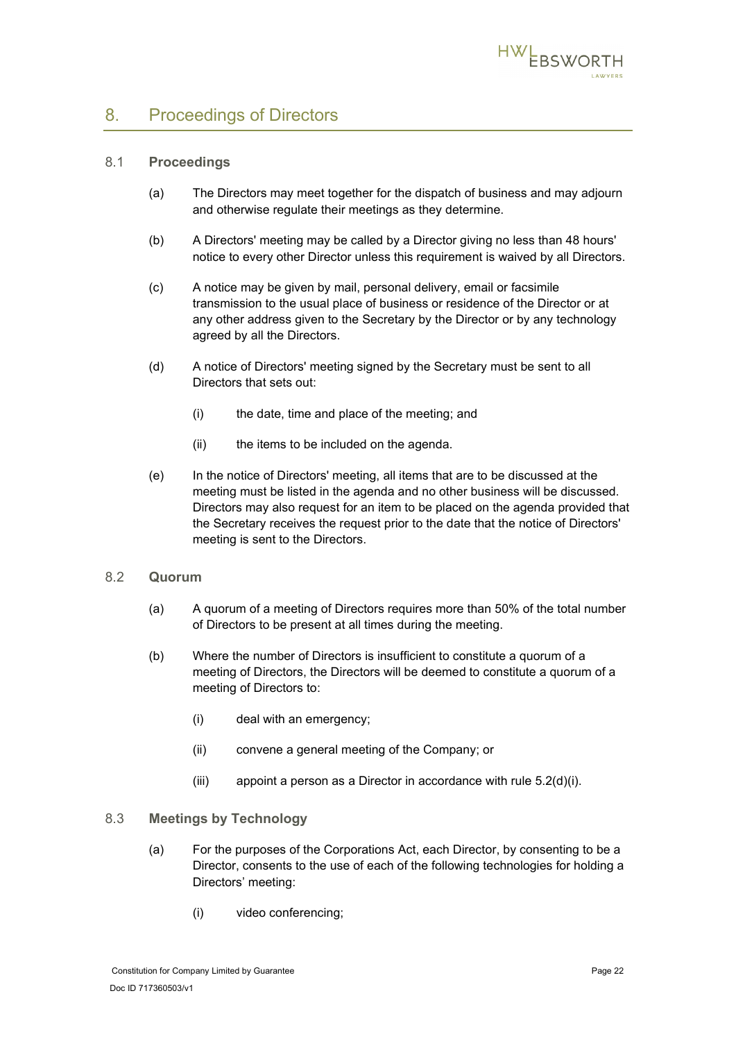## 8. Proceedings of Directors

### 8.1 Proceedings

(a) The Directors may meet together for the dispatch of business and may adjourn and otherwise regulate their meetings as they determine.

(b) A Directors' meeting may be called by a Director giving no less than 48 hours' notice to every other Director unless this requirement is waived by all Directors.

(c) A notice may be given by mail, personal delivery, email or facsimile transmission to the usual place of business or residence of the Director or at any other address given to the Secretary by the Director or by any technology agreed by all the Directors.

(d) A notice of Directors' meeting signed by the Secretary must be sent to all Directors that sets out:

- (i) the date, time and place of the meeting; and
- (ii) the items to be included on the agenda.

(e) In the notice of Directors' meeting, all items that are to be discussed at the meeting must be listed in the agenda and no other business will be discussed. Directors may also request for an item to be placed on the agenda provided that the Secretary receives the request prior to the date that the notice of Directors' meeting is sent to the Directors.

### 8.2 Quorum

(a) A quorum of a meeting of Directors requires more than 50% of the total number of Directors to be present at all times during the meeting.

(b) Where the number of Directors is insufficient to constitute a quorum of a meeting of Directors, the Directors will be deemed to constitute a quorum of a meeting of Directors to:

- (i) deal with an emergency;
- (ii) convene a general meeting of the Company; or
- (iii) appoint a person as a Director in accordance with rule 5.2(d)(i).

### 8.3 Meetings by Technology

(a) For the purposes of the Corporations Act, each Director, by consenting to be a Director, consents to the use of each of the following technologies for holding a Directors' meeting:

- (i) video conferencing;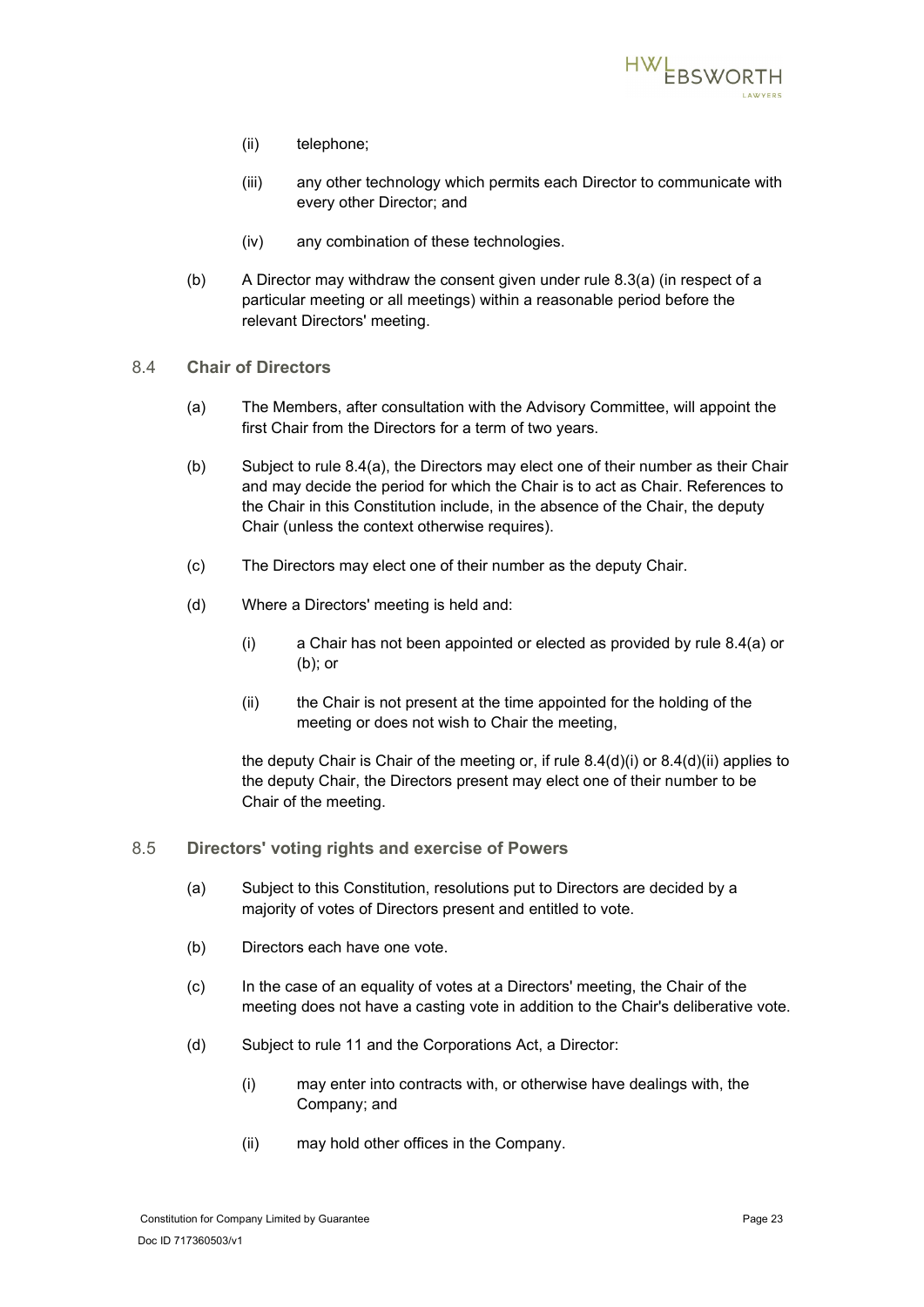(ii) telephone;

(iii) any other technology which permits each Director to communicate with every other Director; and

(iv) any combination of these technologies.

(b) A Director may withdraw the consent given under rule 8.3(a) (in respect of a particular meeting or all meetings) within a reasonable period before the relevant Directors' meeting.

## 8.4 Chair of Directors

(a) The Members, after consultation with the Advisory Committee, will appoint the first Chair from the Directors for a term of two years.

(b) Subject to rule 8.4(a), the Directors may elect one of their number as their Chair and may decide the period for which the Chair is to act as Chair. References to the Chair in this Constitution include, in the absence of the Chair, the deputy Chair (unless the context otherwise requires).

(c) The Directors may elect one of their number as the deputy Chair.

(d) Where a Directors' meeting is held and:

(i) a Chair has not been appointed or elected as provided by rule 8.4(a) or (b); or

(ii) the Chair is not present at the time appointed for the holding of the meeting or does not wish to Chair the meeting,

the deputy Chair is Chair of the meeting or, if rule 8.4(d)(i) or 8.4(d)(ii) applies to the deputy Chair, the Directors present may elect one of their number to be Chair of the meeting.

## 8.5 Directors' voting rights and exercise of Powers

(a) Subject to this Constitution, resolutions put to Directors are decided by a majority of votes of Directors present and entitled to vote.

(b) Directors each have one vote.

(c) In the case of an equality of votes at a Directors' meeting, the Chair of the meeting does not have a casting vote in addition to the Chair's deliberative vote.

(d) Subject to rule 11 and the Corporations Act, a Director:

(i) may enter into contracts with, or otherwise have dealings with, the Company; and

(ii) may hold other offices in the Company.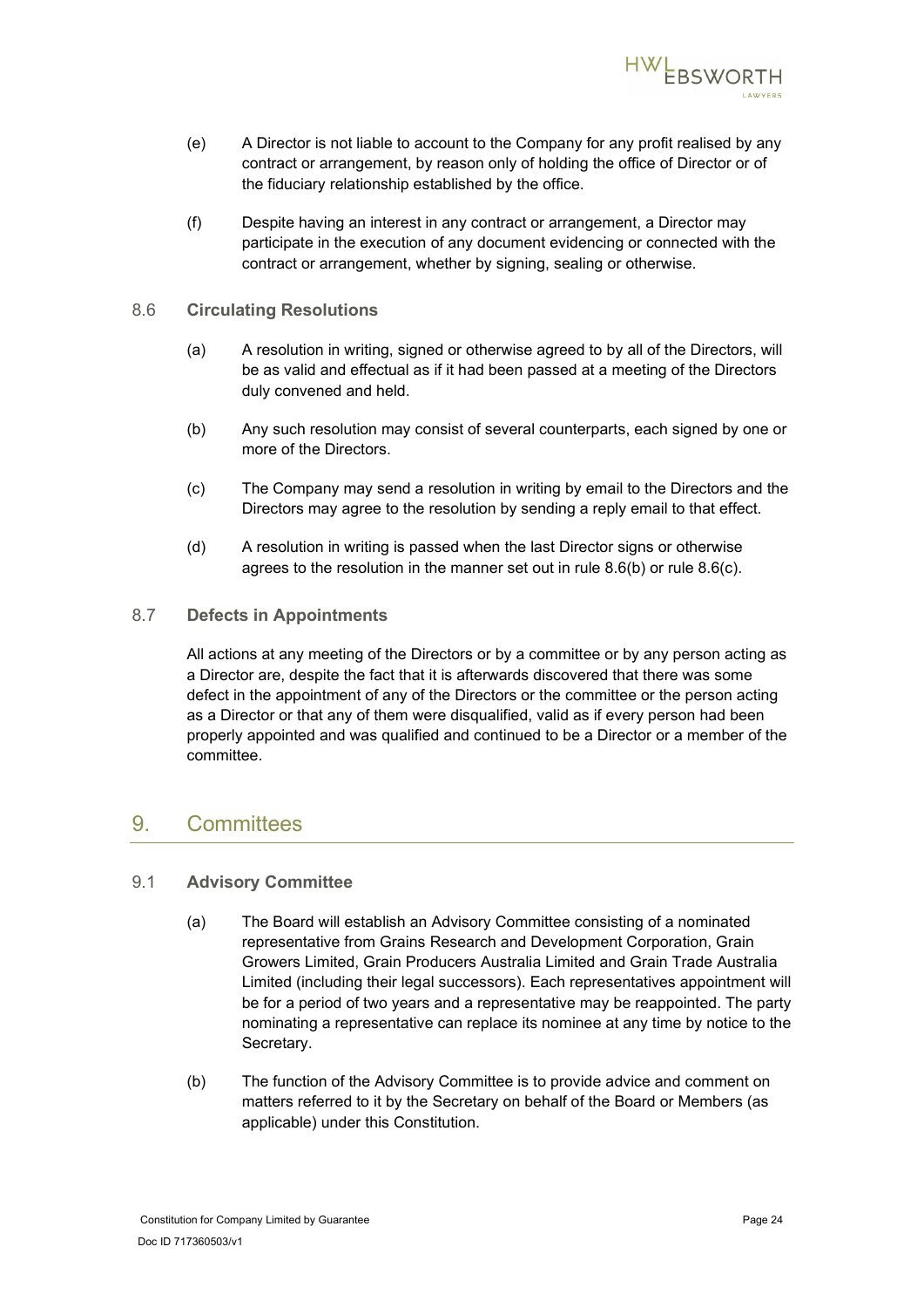(e) A Director is not liable to account to the Company for any profit realised by any contract or arrangement, by reason only of holding the office of Director or of the fiduciary relationship established by the office.

(f) Despite having an interest in any contract or arrangement, a Director may participate in the execution of any document evidencing or connected with the contract or arrangement, whether by signing, sealing or otherwise.

### 8.6 Circulating Resolutions

(a) A resolution in writing, signed or otherwise agreed to by all of the Directors, will be as valid and effectual as if it had been passed at a meeting of the Directors duly convened and held.

(b) Any such resolution may consist of several counterparts, each signed by one or more of the Directors.

(c) The Company may send a resolution in writing by email to the Directors and the Directors may agree to the resolution by sending a reply email to that effect.

(d) A resolution in writing is passed when the last Director signs or otherwise agrees to the resolution in the manner set out in rule 8.6(b) or rule 8.6(c).

### 8.7 Defects in Appointments

All actions at any meeting of the Directors or by a committee or by any person acting as a Director are, despite the fact that it is afterwards discovered that there was some defect in the appointment of any of the Directors or the committee or the person acting as a Director or that any of them were disqualified, valid as if every person had been properly appointed and was qualified and continued to be a Director or a member of the committee.

## 9. Committees

### 9.1 Advisory Committee

(a) The Board will establish an Advisory Committee consisting of a nominated representative from Grains Research and Development Corporation, Grain Growers Limited, Grain Producers Australia Limited and Grain Trade Australia Limited (including their legal successors). Each representatives appointment will be for a period of two years and a representative may be reappointed. The party nominating a representative can replace its nominee at any time by notice to the Secretary.

(b) The function of the Advisory Committee is to provide advice and comment on matters referred to it by the Secretary on behalf of the Board or Members (as applicable) under this Constitution.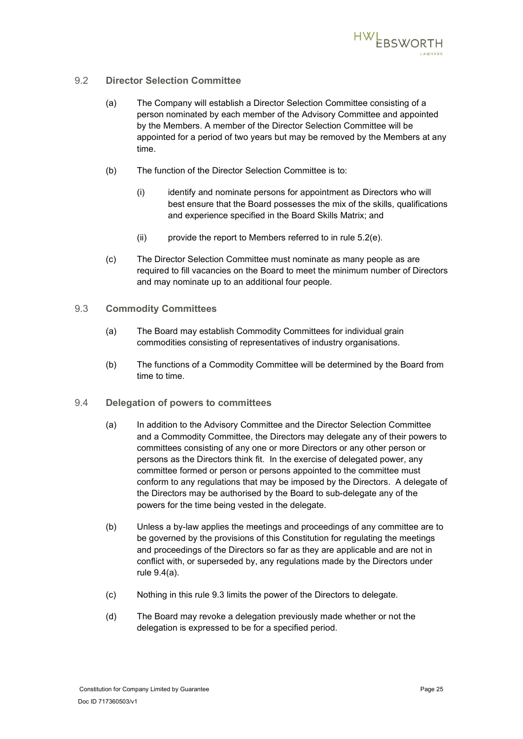## 9.2 Director Selection Committee

(a) The Company will establish a Director Selection Committee consisting of a person nominated by each member of the Advisory Committee and appointed by the Members. A member of the Director Selection Committee will be appointed for a period of two years but may be removed by the Members at any time.

(b) The function of the Director Selection Committee is to:

(i) identify and nominate persons for appointment as Directors who will best ensure that the Board possesses the mix of the skills, qualifications and experience specified in the Board Skills Matrix; and

(ii) provide the report to Members referred to in rule 5.2(e).

(c) The Director Selection Committee must nominate as many people as are required to fill vacancies on the Board to meet the minimum number of Directors and may nominate up to an additional four people.

## 9.3 Commodity Committees

(a) The Board may establish Commodity Committees for individual grain commodities consisting of representatives of industry organisations.

(b) The functions of a Commodity Committee will be determined by the Board from time to time.

## 9.4 Delegation of powers to committees

(a) In addition to the Advisory Committee and the Director Selection Committee and a Commodity Committee, the Directors may delegate any of their powers to committees consisting of any one or more Directors or any other person or persons as the Directors think fit. In the exercise of delegated power, any committee formed or person or persons appointed to the committee must conform to any regulations that may be imposed by the Directors. A delegate of the Directors may be authorised by the Board to sub-delegate any of the powers for the time being vested in the delegate.

(b) Unless a by-law applies the meetings and proceedings of any committee are to be governed by the provisions of this Constitution for regulating the meetings and proceedings of the Directors so far as they are applicable and are not in conflict with, or superseded by, any regulations made by the Directors under rule 9.4(a).

(c) Nothing in this rule 9.3 limits the power of the Directors to delegate.

(d) The Board may revoke a delegation previously made whether or not the delegation is expressed to be for a specified period.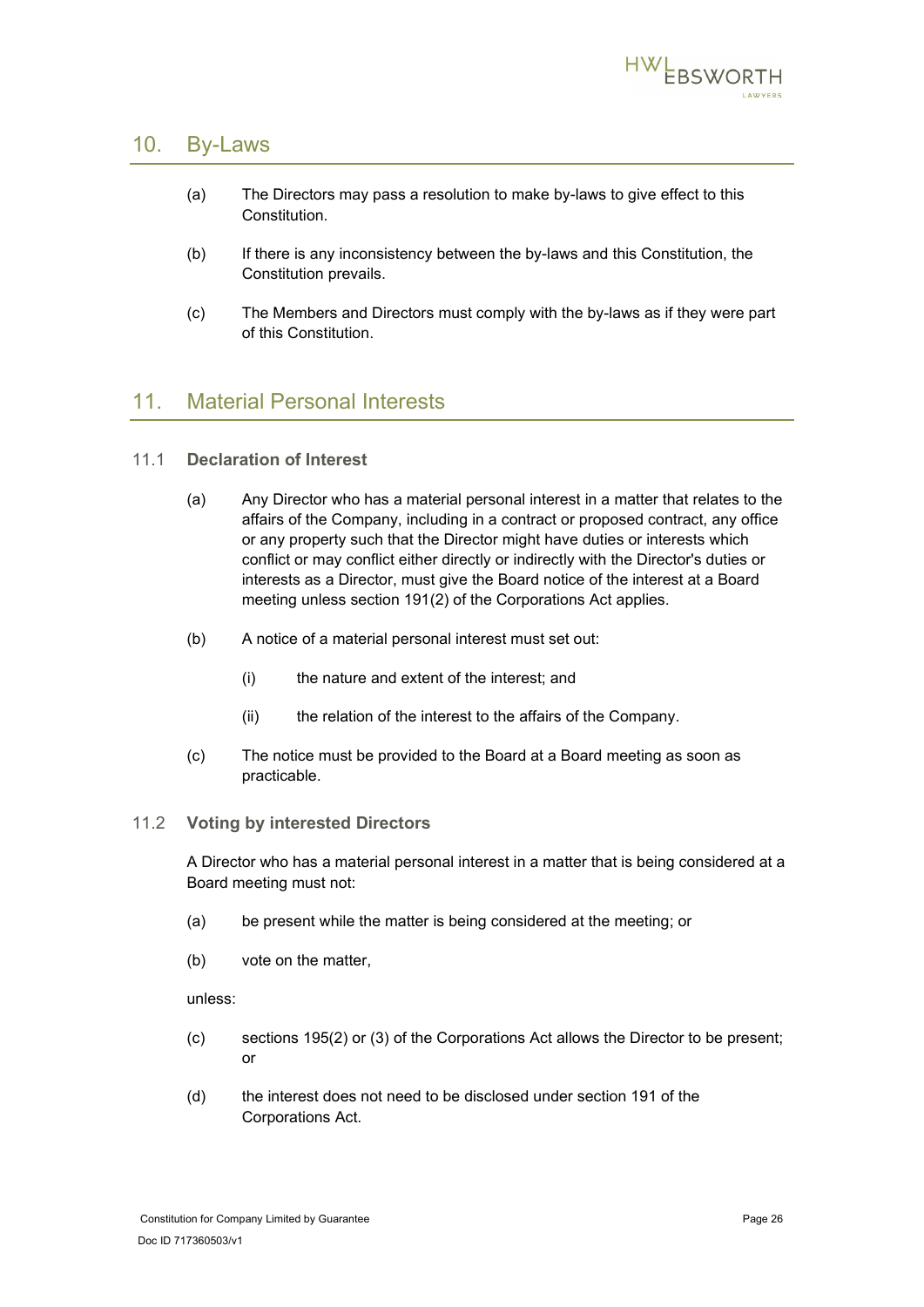## 10. By-Laws

(a) The Directors may pass a resolution to make by-laws to give effect to this Constitution.

(b) If there is any inconsistency between the by-laws and this Constitution, the Constitution prevails.

(c) The Members and Directors must comply with the by-laws as if they were part of this Constitution.

## 11. Material Personal Interests

### 11.1 Declaration of Interest

(a) Any Director who has a material personal interest in a matter that relates to the affairs of the Company, including in a contract or proposed contract, any office or any property such that the Director might have duties or interests which conflict or may conflict either directly or indirectly with the Director's duties or interests as a Director, must give the Board notice of the interest at a Board meeting unless section 191(2) of the Corporations Act applies.

(b) A notice of a material personal interest must set out:

(i) the nature and extent of the interest; and

(ii) the relation of the interest to the affairs of the Company.

(c) The notice must be provided to the Board at a Board meeting as soon as practicable.

### 11.2 Voting by interested Directors

A Director who has a material personal interest in a matter that is being considered at a Board meeting must not:

(a) be present while the matter is being considered at the meeting; or

(b) vote on the matter,

unless:

(c) sections 195(2) or (3) of the Corporations Act allows the Director to be present; or

(d) the interest does not need to be disclosed under section 191 of the Corporations Act.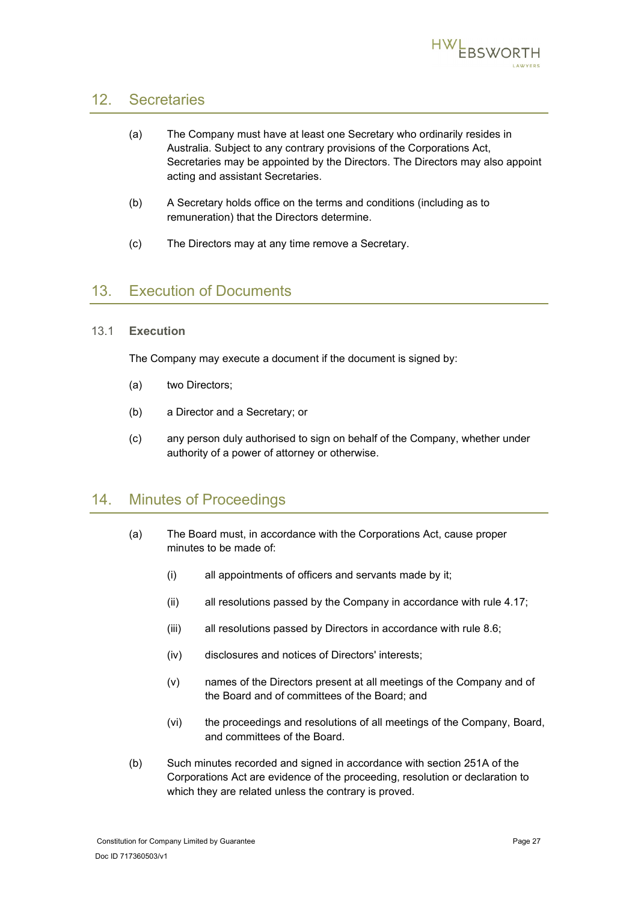## 12. Secretaries

(a) The Company must have at least one Secretary who ordinarily resides in Australia. Subject to any contrary provisions of the Corporations Act, Secretaries may be appointed by the Directors. The Directors may also appoint acting and assistant Secretaries.

(b) A Secretary holds office on the terms and conditions (including as to remuneration) that the Directors determine.

(c) The Directors may at any time remove a Secretary.

## 13. Execution of Documents

### 13.1 Execution

The Company may execute a document if the document is signed by:

(a) two Directors;

(b) a Director and a Secretary; or

(c) any person duly authorised to sign on behalf of the Company, whether under authority of a power of attorney or otherwise.

## 14. Minutes of Proceedings

(a) The Board must, in accordance with the Corporations Act, cause proper minutes to be made of:

   (i) all appointments of officers and servants made by it;

   (ii) all resolutions passed by the Company in accordance with rule 4.17;

   (iii) all resolutions passed by Directors in accordance with rule 8.6;

   (iv) disclosures and notices of Directors' interests;

   (v) names of the Directors present at all meetings of the Company and of the Board and of committees of the Board; and

   (vi) the proceedings and resolutions of all meetings of the Company, Board, and committees of the Board.

(b) Such minutes recorded and signed in accordance with section 251A of the Corporations Act are evidence of the proceeding, resolution or declaration to which they are related unless the contrary is proved.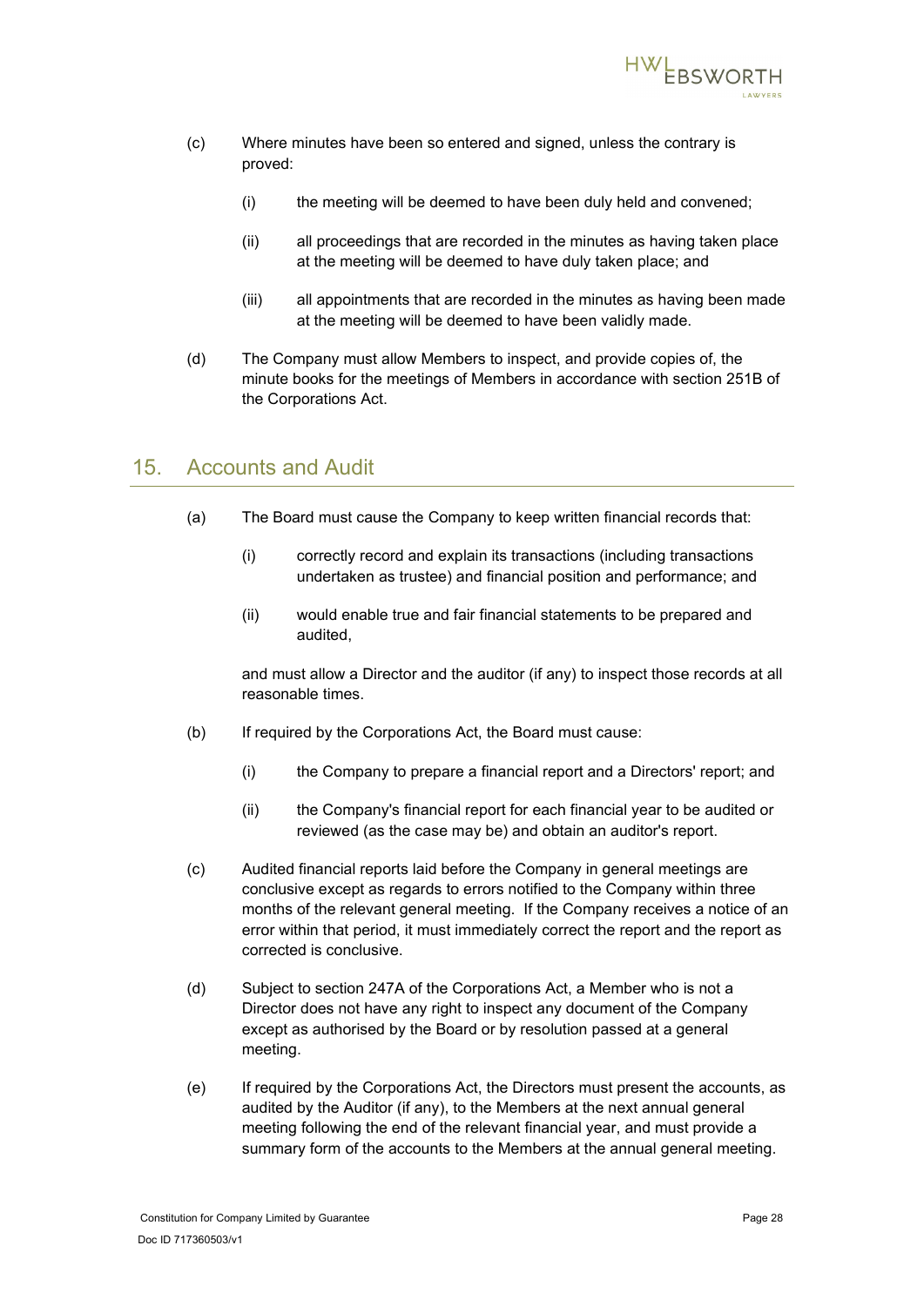(c) Where minutes have been so entered and signed, unless the contrary is proved:

   (i) the meeting will be deemed to have been duly held and convened;

   (ii) all proceedings that are recorded in the minutes as having taken place at the meeting will be deemed to have duly taken place; and

   (iii) all appointments that are recorded in the minutes as having been made at the meeting will be deemed to have been validly made.

(d) The Company must allow Members to inspect, and provide copies of, the minute books for the meetings of Members in accordance with section 251B of the Corporations Act.

## 15. Accounts and Audit

(a) The Board must cause the Company to keep written financial records that:

   (i) correctly record and explain its transactions (including transactions undertaken as trustee) and financial position and performance; and

   (ii) would enable true and fair financial statements to be prepared and audited,

   and must allow a Director and the auditor (if any) to inspect those records at all reasonable times.

(b) If required by the Corporations Act, the Board must cause:

   (i) the Company to prepare a financial report and a Directors' report; and

   (ii) the Company's financial report for each financial year to be audited or reviewed (as the case may be) and obtain an auditor's report.

(c) Audited financial reports laid before the Company in general meetings are conclusive except as regards to errors notified to the Company within three months of the relevant general meeting. If the Company receives a notice of an error within that period, it must immediately correct the report and the report as corrected is conclusive.

(d) Subject to section 247A of the Corporations Act, a Member who is not a Director does not have any right to inspect any document of the Company except as authorised by the Board or by resolution passed at a general meeting.

(e) If required by the Corporations Act, the Directors must present the accounts, as audited by the Auditor (if any), to the Members at the next annual general meeting following the end of the relevant financial year, and must provide a summary form of the accounts to the Members at the annual general meeting.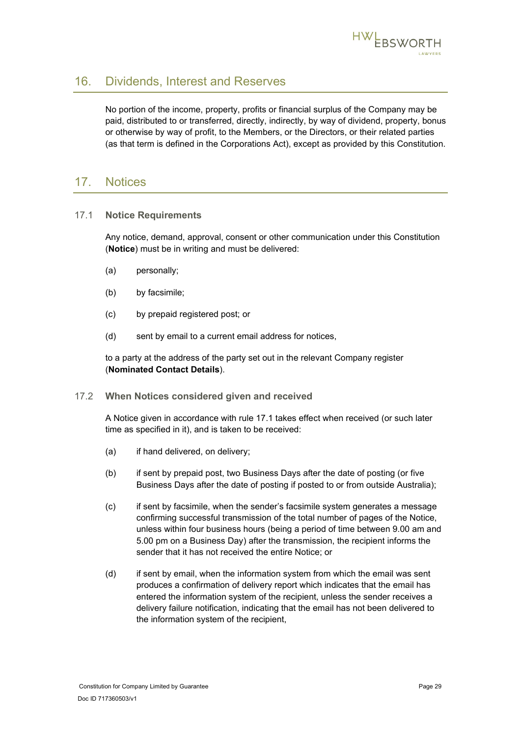## 16. Dividends, Interest and Reserves

No portion of the income, property, profits or financial surplus of the Company may be paid, distributed to or transferred, directly, indirectly, by way of dividend, property, bonus or otherwise by way of profit, to the Members, or the Directors, or their related parties (as that term is defined in the Corporations Act), except as provided by this Constitution.

## 17. Notices

### 17.1 Notice Requirements

Any notice, demand, approval, consent or other communication under this Constitution (**Notice**) must be in writing and must be delivered:

(a) personally;

(b) by facsimile;

(c) by prepaid registered post; or

(d) sent by email to a current email address for notices,

to a party at the address of the party set out in the relevant Company register (**Nominated Contact Details**).

### 17.2 When Notices considered given and received

A Notice given in accordance with rule 17.1 takes effect when received (or such later time as specified in it), and is taken to be received:

(a) if hand delivered, on delivery;

(b) if sent by prepaid post, two Business Days after the date of posting (or five Business Days after the date of posting if posted to or from outside Australia);

(c) if sent by facsimile, when the sender's facsimile system generates a message confirming successful transmission of the total number of pages of the Notice, unless within four business hours (being a period of time between 9.00 am and 5.00 pm on a Business Day) after the transmission, the recipient informs the sender that it has not received the entire Notice; or

(d) if sent by email, when the information system from which the email was sent produces a confirmation of delivery report which indicates that the email has entered the information system of the recipient, unless the sender receives a delivery failure notification, indicating that the email has not been delivered to the information system of the recipient,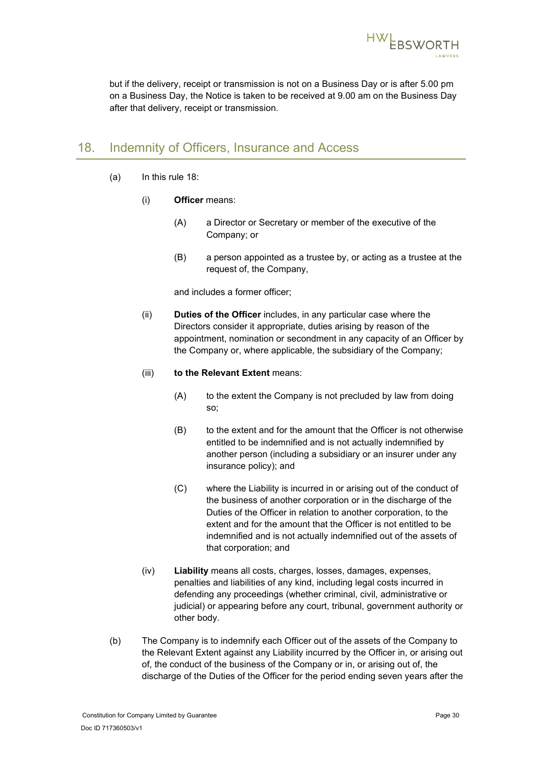but if the delivery, receipt or transmission is not on a Business Day or is after 5.00 pm on a Business Day, the Notice is taken to be received at 9.00 am on the Business Day after that delivery, receipt or transmission.

## 18. Indemnity of Officers, Insurance and Access

(a) In this rule 18:

(i) **Officer** means:

(A) a Director or Secretary or member of the executive of the Company; or

(B) a person appointed as a trustee by, or acting as a trustee at the request of, the Company,

and includes a former officer;

(ii) **Duties of the Officer** includes, in any particular case where the Directors consider it appropriate, duties arising by reason of the appointment, nomination or secondment in any capacity of an Officer by the Company or, where applicable, the subsidiary of the Company;

(iii) **to the Relevant Extent** means:

(A) to the extent the Company is not precluded by law from doing so;

(B) to the extent and for the amount that the Officer is not otherwise entitled to be indemnified and is not actually indemnified by another person (including a subsidiary or an insurer under any insurance policy); and

(C) where the Liability is incurred in or arising out of the conduct of the business of another corporation or in the discharge of the Duties of the Officer in relation to another corporation, to the extent and for the amount that the Officer is not entitled to be indemnified and is not actually indemnified out of the assets of that corporation; and

(iv) **Liability** means all costs, charges, losses, damages, expenses, penalties and liabilities of any kind, including legal costs incurred in defending any proceedings (whether criminal, civil, administrative or judicial) or appearing before any court, tribunal, government authority or other body.

(b) The Company is to indemnify each Officer out of the assets of the Company to the Relevant Extent against any Liability incurred by the Officer in, or arising out of, the conduct of the business of the Company or in, or arising out of, the discharge of the Duties of the Officer for the period ending seven years after the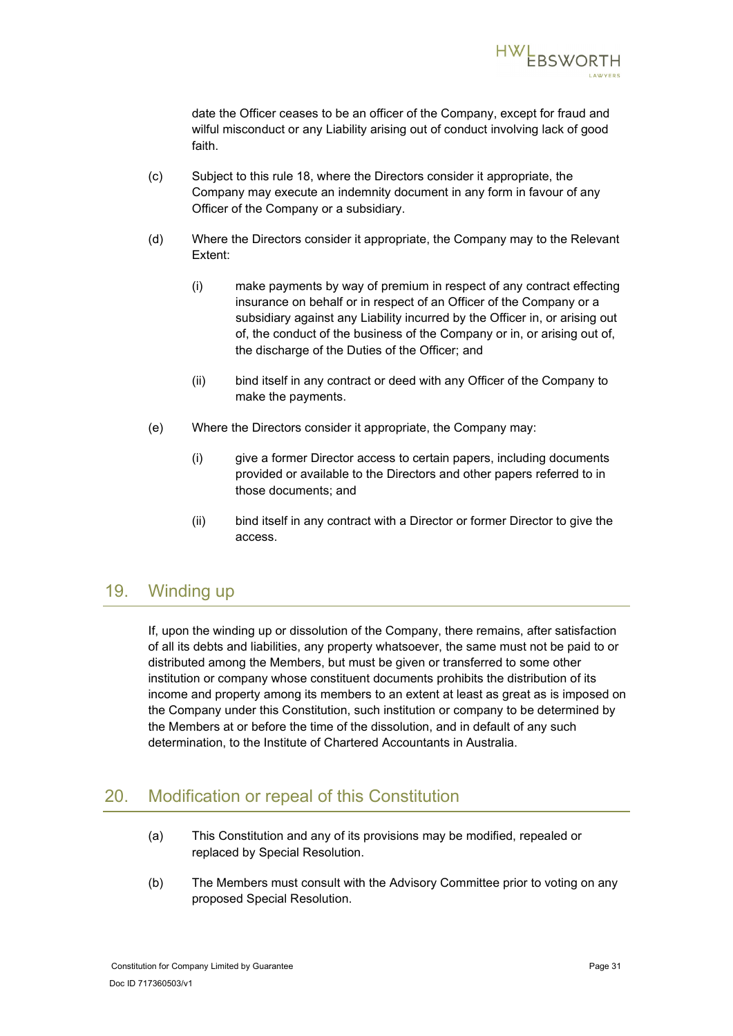date the Officer ceases to be an officer of the Company, except for fraud and wilful misconduct or any Liability arising out of conduct involving lack of good faith.

(c) Subject to this rule 18, where the Directors consider it appropriate, the Company may execute an indemnity document in any form in favour of any Officer of the Company or a subsidiary.

(d) Where the Directors consider it appropriate, the Company may to the Relevant Extent:

 (i) make payments by way of premium in respect of any contract effecting insurance on behalf or in respect of an Officer of the Company or a subsidiary against any Liability incurred by the Officer in, or arising out of, the conduct of the business of the Company or in, or arising out of, the discharge of the Duties of the Officer; and

 (ii) bind itself in any contract or deed with any Officer of the Company to make the payments.

(e) Where the Directors consider it appropriate, the Company may:

 (i) give a former Director access to certain papers, including documents provided or available to the Directors and other papers referred to in those documents; and

 (ii) bind itself in any contract with a Director or former Director to give the access.

## 19. Winding up

If, upon the winding up or dissolution of the Company, there remains, after satisfaction of all its debts and liabilities, any property whatsoever, the same must not be paid to or distributed among the Members, but must be given or transferred to some other institution or company whose constituent documents prohibits the distribution of its income and property among its members to an extent at least as great as is imposed on the Company under this Constitution, such institution or company to be determined by the Members at or before the time of the dissolution, and in default of any such determination, to the Institute of Chartered Accountants in Australia.

## 20. Modification or repeal of this Constitution

(a) This Constitution and any of its provisions may be modified, repealed or replaced by Special Resolution.

(b) The Members must consult with the Advisory Committee prior to voting on any proposed Special Resolution.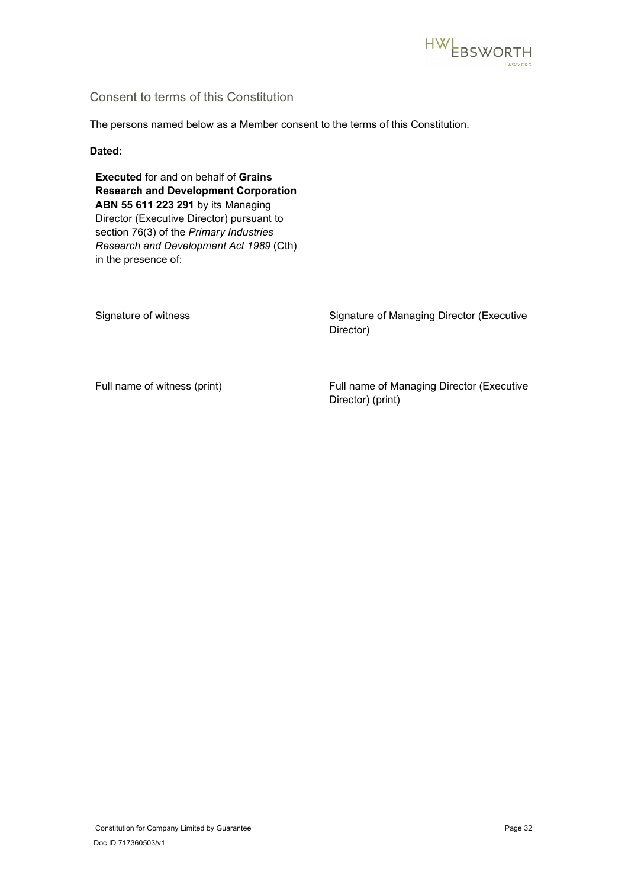## Consent to terms of this Constitution

The persons named below as a Member consent to the terms of this Constitution.

**Dated:**

**Executed** for and on behalf of **Grains Research and Development Corporation ABN 55 611 223 291** by its Managing Director (Executive Director) pursuant to section 76(3) of the *Primary Industries Research and Development Act 1989* (Cth) in the presence of:

| | |
|---|---|
| Signature of witness | Signature of Managing Director (Executive Director) |
| Full name of witness (print) | Full name of Managing Director (Executive Director) (print) |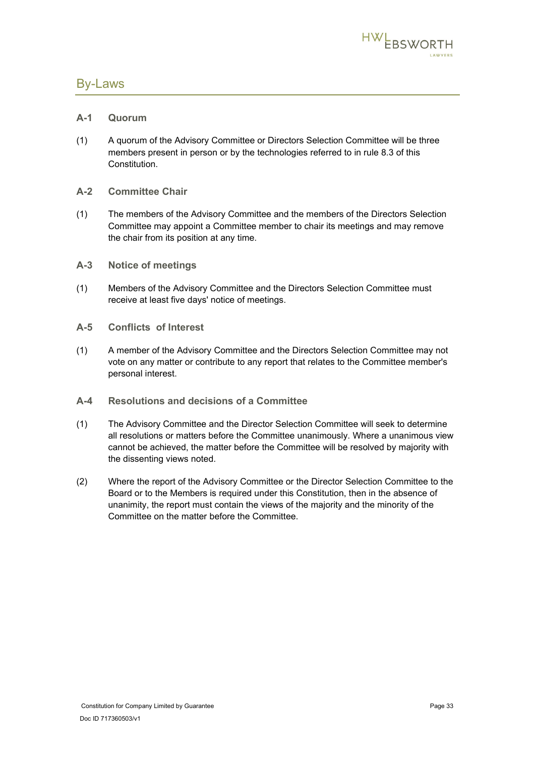# By-Laws

## A-1 Quorum

(1) A quorum of the Advisory Committee or Directors Selection Committee will be three members present in person or by the technologies referred to in rule 8.3 of this Constitution.

## A-2 Committee Chair

(1) The members of the Advisory Committee and the members of the Directors Selection Committee may appoint a Committee member to chair its meetings and may remove the chair from its position at any time.

## A-3 Notice of meetings

(1) Members of the Advisory Committee and the Directors Selection Committee must receive at least five days' notice of meetings.

## A-5 Conflicts of Interest

(1) A member of the Advisory Committee and the Directors Selection Committee may not vote on any matter or contribute to any report that relates to the Committee member's personal interest.

## A-4 Resolutions and decisions of a Committee

(1) The Advisory Committee and the Director Selection Committee will seek to determine all resolutions or matters before the Committee unanimously. Where a unanimous view cannot be achieved, the matter before the Committee will be resolved by majority with the dissenting views noted.

(2) Where the report of the Advisory Committee or the Director Selection Committee to the Board or to the Members is required under this Constitution, then in the absence of unanimity, the report must contain the views of the majority and the minority of the Committee on the matter before the Committee.